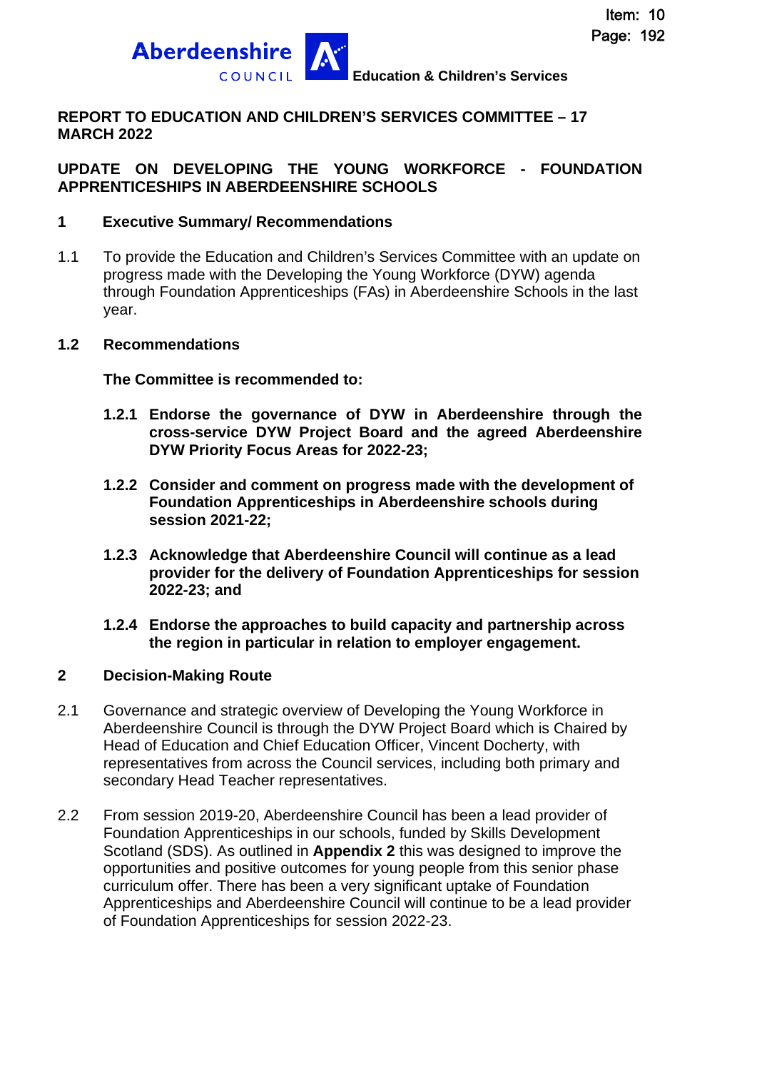Education & Children's Services

**REPORT TO EDUCATION AND CHILDREN'S SERVICES COMMITTEE – 17 MARCH 2022**

**UPDATE ON DEVELOPING THE YOUNG WORKFORCE - FOUNDATION APPRENTICESHIPS IN ABERDEENSHIRE SCHOOLS**

## 1 Executive Summary/ Recommendations

1.1 To provide the Education and Children's Services Committee with an update on progress made with the Developing the Young Workforce (DYW) agenda through Foundation Apprenticeships (FAs) in Aberdeenshire Schools in the last year.

**1.2 Recommendations**

**The Committee is recommended to:**

**1.2.1 Endorse the governance of DYW in Aberdeenshire through the cross-service DYW Project Board and the agreed Aberdeenshire DYW Priority Focus Areas for 2022-23;**

**1.2.2 Consider and comment on progress made with the development of Foundation Apprenticeships in Aberdeenshire schools during session 2021-22;**

**1.2.3 Acknowledge that Aberdeenshire Council will continue as a lead provider for the delivery of Foundation Apprenticeships for session 2022-23; and**

**1.2.4 Endorse the approaches to build capacity and partnership across the region in particular in relation to employer engagement.**

## 2 Decision-Making Route

2.1 Governance and strategic overview of Developing the Young Workforce in Aberdeenshire Council is through the DYW Project Board which is Chaired by Head of Education and Chief Education Officer, Vincent Docherty, with representatives from across the Council services, including both primary and secondary Head Teacher representatives.

2.2 From session 2019-20, Aberdeenshire Council has been a lead provider of Foundation Apprenticeships in our schools, funded by Skills Development Scotland (SDS). As outlined in **Appendix 2** this was designed to improve the opportunities and positive outcomes for young people from this senior phase curriculum offer. There has been a very significant uptake of Foundation Apprenticeships and Aberdeenshire Council will continue to be a lead provider of Foundation Apprenticeships for session 2022-23.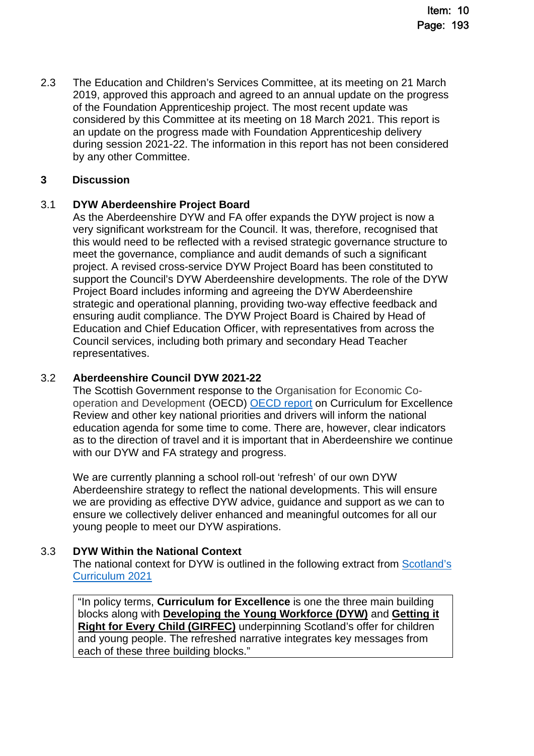2.3 The Education and Children's Services Committee, at its meeting on 21 March 2019, approved this approach and agreed to an annual update on the progress of the Foundation Apprenticeship project. The most recent update was considered by this Committee at its meeting on 18 March 2021. This report is an update on the progress made with Foundation Apprenticeship delivery during session 2021-22. The information in this report has not been considered by any other Committee.

## 3 Discussion

### 3.1 DYW Aberdeenshire Project Board

As the Aberdeenshire DYW and FA offer expands the DYW project is now a very significant workstream for the Council. It was, therefore, recognised that this would need to be reflected with a revised strategic governance structure to meet the governance, compliance and audit demands of such a significant project. A revised cross-service DYW Project Board has been constituted to support the Council's DYW Aberdeenshire developments. The role of the DYW Project Board includes informing and agreeing the DYW Aberdeenshire strategic and operational planning, providing two-way effective feedback and ensuring audit compliance. The DYW Project Board is Chaired by Head of Education and Chief Education Officer, with representatives from across the Council services, including both primary and secondary Head Teacher representatives.

### 3.2 Aberdeenshire Council DYW 2021-22

The Scottish Government response to the Organisation for Economic Co-operation and Development (OECD) [OECD report] on Curriculum for Excellence Review and other key national priorities and drivers will inform the national education agenda for some time to come. There are, however, clear indicators as to the direction of travel and it is important that in Aberdeenshire we continue with our DYW and FA strategy and progress.

We are currently planning a school roll-out 'refresh' of our own DYW Aberdeenshire strategy to reflect the national developments. This will ensure we are providing as effective DYW advice, guidance and support as we can to ensure we collectively deliver enhanced and meaningful outcomes for all our young people to meet our DYW aspirations.

### 3.3 DYW Within the National Context

The national context for DYW is outlined in the following extract from [Scotland's Curriculum 2021]

> "In policy terms, **Curriculum for Excellence** is one the three main building blocks along with **Developing the Young Workforce (DYW)** and **Getting it Right for Every Child (GIRFEC)** underpinning Scotland's offer for children and young people. The refreshed narrative integrates key messages from each of these three building blocks."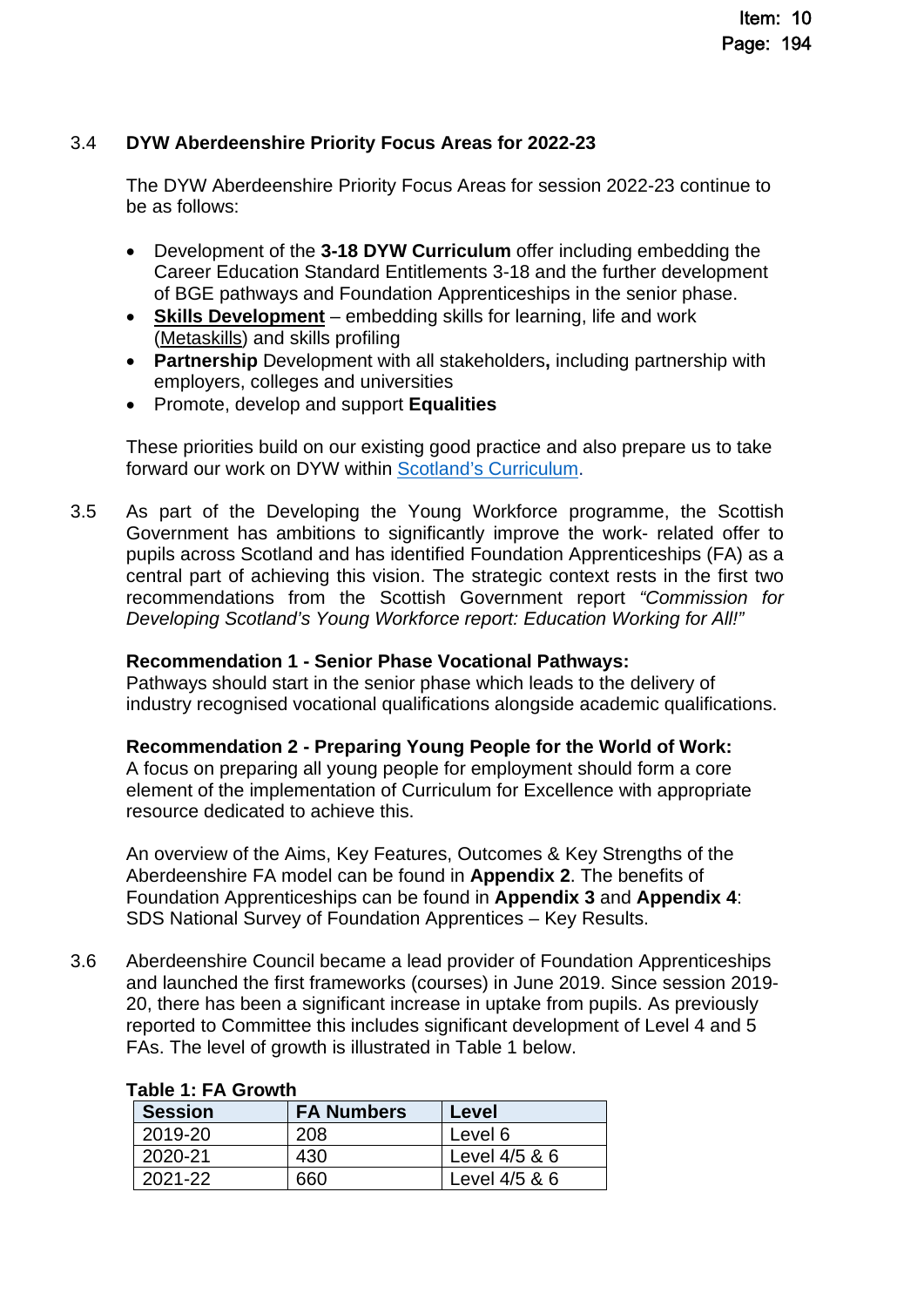3.4 **DYW Aberdeenshire Priority Focus Areas for 2022-23**

The DYW Aberdeenshire Priority Focus Areas for session 2022-23 continue to be as follows:

- Development of the **3-18 DYW Curriculum** offer including embedding the Career Education Standard Entitlements 3-18 and the further development of BGE pathways and Foundation Apprenticeships in the senior phase.
- **Skills Development** – embedding skills for learning, life and work (Metaskills) and skills profiling
- **Partnership** Development with all stakeholders**,** including partnership with employers, colleges and universities
- Promote, develop and support **Equalities**

These priorities build on our existing good practice and also prepare us to take forward our work on DYW within Scotland's Curriculum.

3.5 As part of the Developing the Young Workforce programme, the Scottish Government has ambitions to significantly improve the work- related offer to pupils across Scotland and has identified Foundation Apprenticeships (FA) as a central part of achieving this vision. The strategic context rests in the first two recommendations from the Scottish Government report *"Commission for Developing Scotland's Young Workforce report: Education Working for All!"*

**Recommendation 1 - Senior Phase Vocational Pathways:**
Pathways should start in the senior phase which leads to the delivery of industry recognised vocational qualifications alongside academic qualifications.

**Recommendation 2 - Preparing Young People for the World of Work:**
A focus on preparing all young people for employment should form a core element of the implementation of Curriculum for Excellence with appropriate resource dedicated to achieve this.

An overview of the Aims, Key Features, Outcomes & Key Strengths of the Aberdeenshire FA model can be found in **Appendix 2**. The benefits of Foundation Apprenticeships can be found in **Appendix 3** and **Appendix 4**: SDS National Survey of Foundation Apprentices – Key Results.

3.6 Aberdeenshire Council became a lead provider of Foundation Apprenticeships and launched the first frameworks (courses) in June 2019. Since session 2019-20, there has been a significant increase in uptake from pupils. As previously reported to Committee this includes significant development of Level 4 and 5 FAs. The level of growth is illustrated in Table 1 below.

**Table 1: FA Growth**

| Session | FA Numbers | Level |
|---|---|---|
| 2019-20 | 208 | Level 6 |
| 2020-21 | 430 | Level 4/5 & 6 |
| 2021-22 | 660 | Level 4/5 & 6 |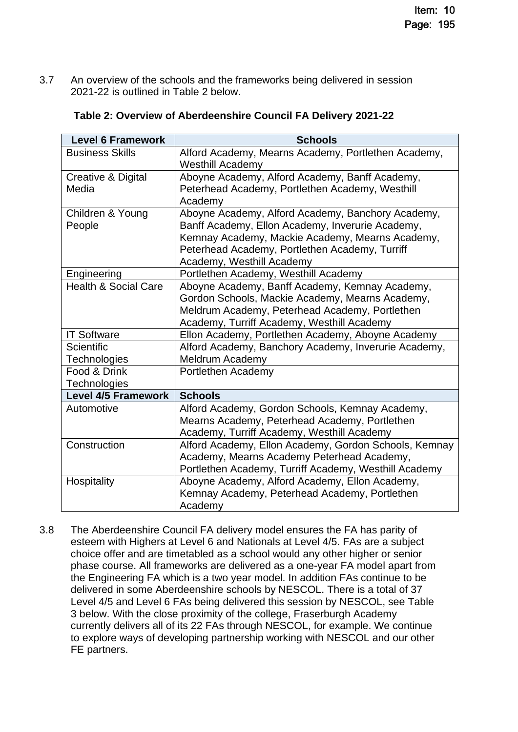3.7 An overview of the schools and the frameworks being delivered in session 2021-22 is outlined in Table 2 below.

**Table 2: Overview of Aberdeenshire Council FA Delivery 2021-22**

| Level 6 Framework | Schools |
|---|---|
| Business Skills | Alford Academy, Mearns Academy, Portlethen Academy, Westhill Academy |
| Creative & Digital Media | Aboyne Academy, Alford Academy, Banff Academy, Peterhead Academy, Portlethen Academy, Westhill Academy |
| Children & Young People | Aboyne Academy, Alford Academy, Banchory Academy, Banff Academy, Ellon Academy, Inverurie Academy, Kemnay Academy, Mackie Academy, Mearns Academy, Peterhead Academy, Portlethen Academy, Turriff Academy, Westhill Academy |
| Engineering | Portlethen Academy, Westhill Academy |
| Health & Social Care | Aboyne Academy, Banff Academy, Kemnay Academy, Gordon Schools, Mackie Academy, Mearns Academy, Meldrum Academy, Peterhead Academy, Portlethen Academy, Turriff Academy, Westhill Academy |
| IT Software | Ellon Academy, Portlethen Academy, Aboyne Academy |
| Scientific Technologies | Alford Academy, Banchory Academy, Inverurie Academy, Meldrum Academy |
| Food & Drink Technologies | Portlethen Academy |
| **Level 4/5 Framework** | **Schools** |
| Automotive | Alford Academy, Gordon Schools, Kemnay Academy, Mearns Academy, Peterhead Academy, Portlethen Academy, Turriff Academy, Westhill Academy |
| Construction | Alford Academy, Ellon Academy, Gordon Schools, Kemnay Academy, Mearns Academy Peterhead Academy, Portlethen Academy, Turriff Academy, Westhill Academy |
| Hospitality | Aboyne Academy, Alford Academy, Ellon Academy, Kemnay Academy, Peterhead Academy, Portlethen Academy |

3.8 The Aberdeenshire Council FA delivery model ensures the FA has parity of esteem with Highers at Level 6 and Nationals at Level 4/5. FAs are a subject choice offer and are timetabled as a school would any other higher or senior phase course. All frameworks are delivered as a one-year FA model apart from the Engineering FA which is a two year model. In addition FAs continue to be delivered in some Aberdeenshire schools by NESCOL. There is a total of 37 Level 4/5 and Level 6 FAs being delivered this session by NESCOL, see Table 3 below. With the close proximity of the college, Fraserburgh Academy currently delivers all of its 22 FAs through NESCOL, for example. We continue to explore ways of developing partnership working with NESCOL and our other FE partners.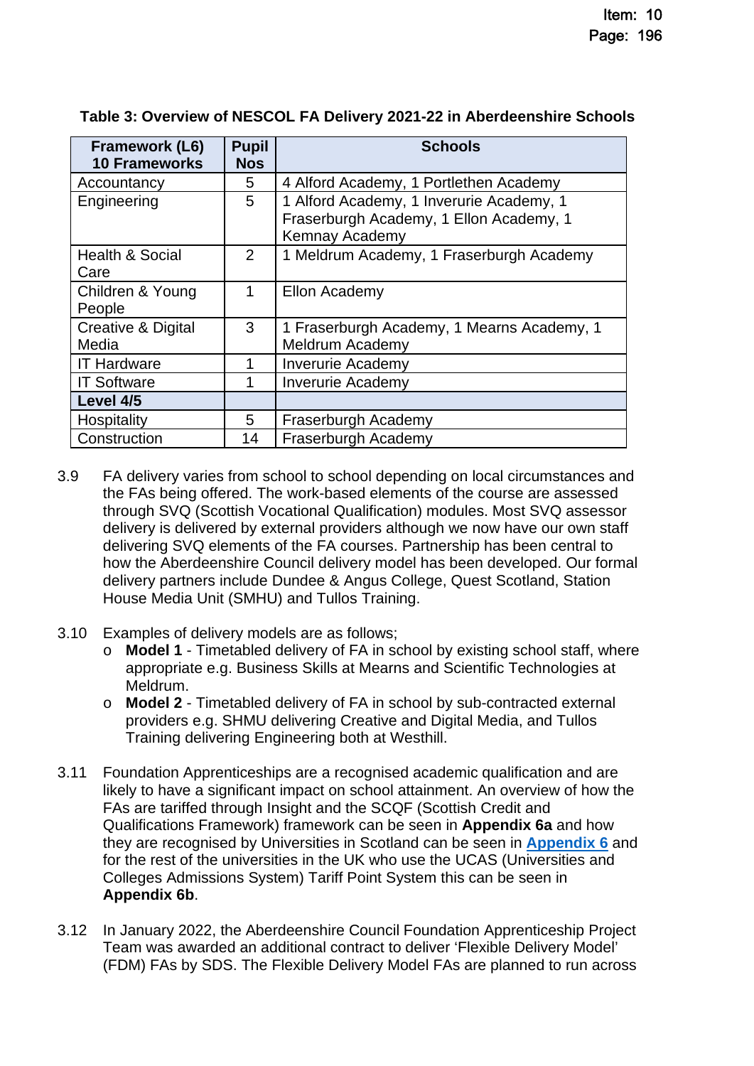**Table 3: Overview of NESCOL FA Delivery 2021-22 in Aberdeenshire Schools**

| Framework (L6) 10 Frameworks | Pupil Nos | Schools |
|---|---|---|
| Accountancy | 5 | 4 Alford Academy, 1 Portlethen Academy |
| Engineering | 5 | 1 Alford Academy, 1 Inverurie Academy, 1 Fraserburgh Academy, 1 Ellon Academy, 1 Kemnay Academy |
| Health & Social Care | 2 | 1 Meldrum Academy, 1 Fraserburgh Academy |
| Children & Young People | 1 | Ellon Academy |
| Creative & Digital Media | 3 | 1 Fraserburgh Academy, 1 Mearns Academy, 1 Meldrum Academy |
| IT Hardware | 1 | Inverurie Academy |
| IT Software | 1 | Inverurie Academy |
| **Level 4/5** | | |
| Hospitality | 5 | Fraserburgh Academy |
| Construction | 14 | Fraserburgh Academy |

3.9 FA delivery varies from school to school depending on local circumstances and the FAs being offered. The work-based elements of the course are assessed through SVQ (Scottish Vocational Qualification) modules. Most SVQ assessor delivery is delivered by external providers although we now have our own staff delivering SVQ elements of the FA courses. Partnership has been central to how the Aberdeenshire Council delivery model has been developed. Our formal delivery partners include Dundee & Angus College, Quest Scotland, Station House Media Unit (SMHU) and Tullos Training.

3.10 Examples of delivery models are as follows;

- **Model 1** - Timetabled delivery of FA in school by existing school staff, where appropriate e.g. Business Skills at Mearns and Scientific Technologies at Meldrum.
- **Model 2** - Timetabled delivery of FA in school by sub-contracted external providers e.g. SHMU delivering Creative and Digital Media, and Tullos Training delivering Engineering both at Westhill.

3.11 Foundation Apprenticeships are a recognised academic qualification and are likely to have a significant impact on school attainment. An overview of how the FAs are tariffed through Insight and the SCQF (Scottish Credit and Qualifications Framework) framework can be seen in **Appendix 6a** and how they are recognised by Universities in Scotland can be seen in **Appendix 6** and for the rest of the universities in the UK who use the UCAS (Universities and Colleges Admissions System) Tariff Point System this can be seen in **Appendix 6b**.

3.12 In January 2022, the Aberdeenshire Council Foundation Apprenticeship Project Team was awarded an additional contract to deliver 'Flexible Delivery Model' (FDM) FAs by SDS. The Flexible Delivery Model FAs are planned to run across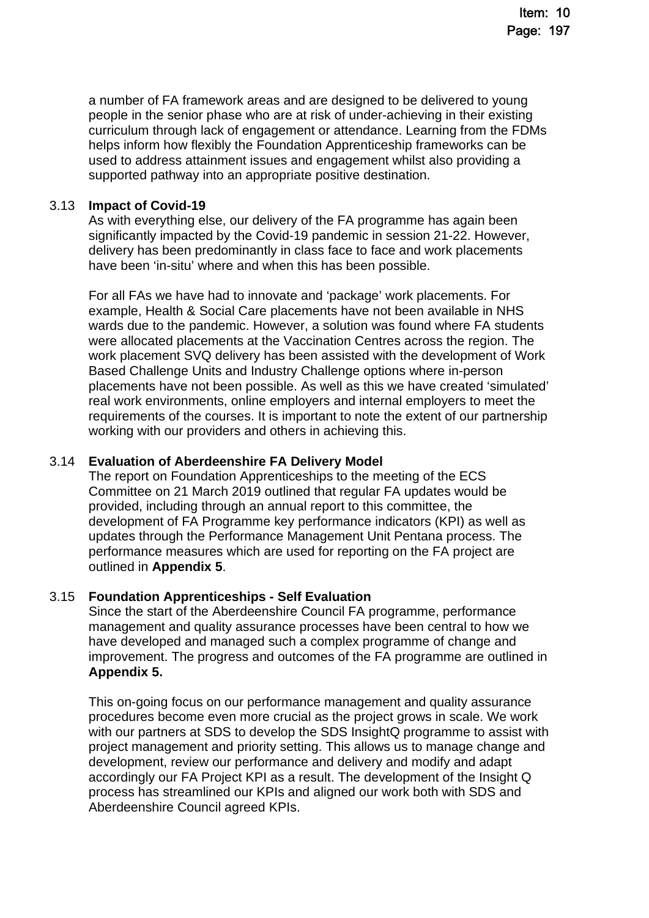a number of FA framework areas and are designed to be delivered to young people in the senior phase who are at risk of under-achieving in their existing curriculum through lack of engagement or attendance. Learning from the FDMs helps inform how flexibly the Foundation Apprenticeship frameworks can be used to address attainment issues and engagement whilst also providing a supported pathway into an appropriate positive destination.

3.13 **Impact of Covid-19**

As with everything else, our delivery of the FA programme has again been significantly impacted by the Covid-19 pandemic in session 21-22. However, delivery has been predominantly in class face to face and work placements have been 'in-situ' where and when this has been possible.

For all FAs we have had to innovate and 'package' work placements. For example, Health & Social Care placements have not been available in NHS wards due to the pandemic. However, a solution was found where FA students were allocated placements at the Vaccination Centres across the region. The work placement SVQ delivery has been assisted with the development of Work Based Challenge Units and Industry Challenge options where in-person placements have not been possible. As well as this we have created 'simulated' real work environments, online employers and internal employers to meet the requirements of the courses. It is important to note the extent of our partnership working with our providers and others in achieving this.

3.14 **Evaluation of Aberdeenshire FA Delivery Model**

The report on Foundation Apprenticeships to the meeting of the ECS Committee on 21 March 2019 outlined that regular FA updates would be provided, including through an annual report to this committee, the development of FA Programme key performance indicators (KPI) as well as updates through the Performance Management Unit Pentana process. The performance measures which are used for reporting on the FA project are outlined in **Appendix 5**.

3.15 **Foundation Apprenticeships - Self Evaluation**

Since the start of the Aberdeenshire Council FA programme, performance management and quality assurance processes have been central to how we have developed and managed such a complex programme of change and improvement. The progress and outcomes of the FA programme are outlined in **Appendix 5.**

This on-going focus on our performance management and quality assurance procedures become even more crucial as the project grows in scale. We work with our partners at SDS to develop the SDS InsightQ programme to assist with project management and priority setting. This allows us to manage change and development, review our performance and delivery and modify and adapt accordingly our FA Project KPI as a result. The development of the Insight Q process has streamlined our KPIs and aligned our work both with SDS and Aberdeenshire Council agreed KPIs.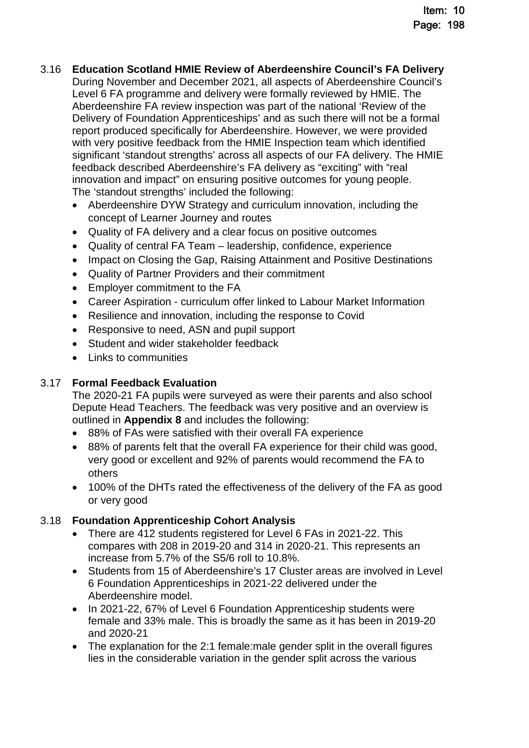### 3.16 Education Scotland HMIE Review of Aberdeenshire Council's FA Delivery

During November and December 2021, all aspects of Aberdeenshire Council's Level 6 FA programme and delivery were formally reviewed by HMIE. The Aberdeenshire FA review inspection was part of the national 'Review of the Delivery of Foundation Apprenticeships' and as such there will not be a formal report produced specifically for Aberdeenshire. However, we were provided with very positive feedback from the HMIE Inspection team which identified significant 'standout strengths' across all aspects of our FA delivery. The HMIE feedback described Aberdeenshire's FA delivery as "exciting" with "real innovation and impact" on ensuring positive outcomes for young people. The 'standout strengths' included the following:

- Aberdeenshire DYW Strategy and curriculum innovation, including the concept of Learner Journey and routes
- Quality of FA delivery and a clear focus on positive outcomes
- Quality of central FA Team – leadership, confidence, experience
- Impact on Closing the Gap, Raising Attainment and Positive Destinations
- Quality of Partner Providers and their commitment
- Employer commitment to the FA
- Career Aspiration - curriculum offer linked to Labour Market Information
- Resilience and innovation, including the response to Covid
- Responsive to need, ASN and pupil support
- Student and wider stakeholder feedback
- Links to communities

### 3.17 Formal Feedback Evaluation

The 2020-21 FA pupils were surveyed as were their parents and also school Depute Head Teachers. The feedback was very positive and an overview is outlined in **Appendix 8** and includes the following:

- 88% of FAs were satisfied with their overall FA experience
- 88% of parents felt that the overall FA experience for their child was good, very good or excellent and 92% of parents would recommend the FA to others
- 100% of the DHTs rated the effectiveness of the delivery of the FA as good or very good

### 3.18 Foundation Apprenticeship Cohort Analysis

- There are 412 students registered for Level 6 FAs in 2021-22. This compares with 208 in 2019-20 and 314 in 2020-21. This represents an increase from 5.7% of the S5/6 roll to 10.8%.
- Students from 15 of Aberdeenshire's 17 Cluster areas are involved in Level 6 Foundation Apprenticeships in 2021-22 delivered under the Aberdeenshire model.
- In 2021-22, 67% of Level 6 Foundation Apprenticeship students were female and 33% male. This is broadly the same as it has been in 2019-20 and 2020-21
- The explanation for the 2:1 female:male gender split in the overall figures lies in the considerable variation in the gender split across the various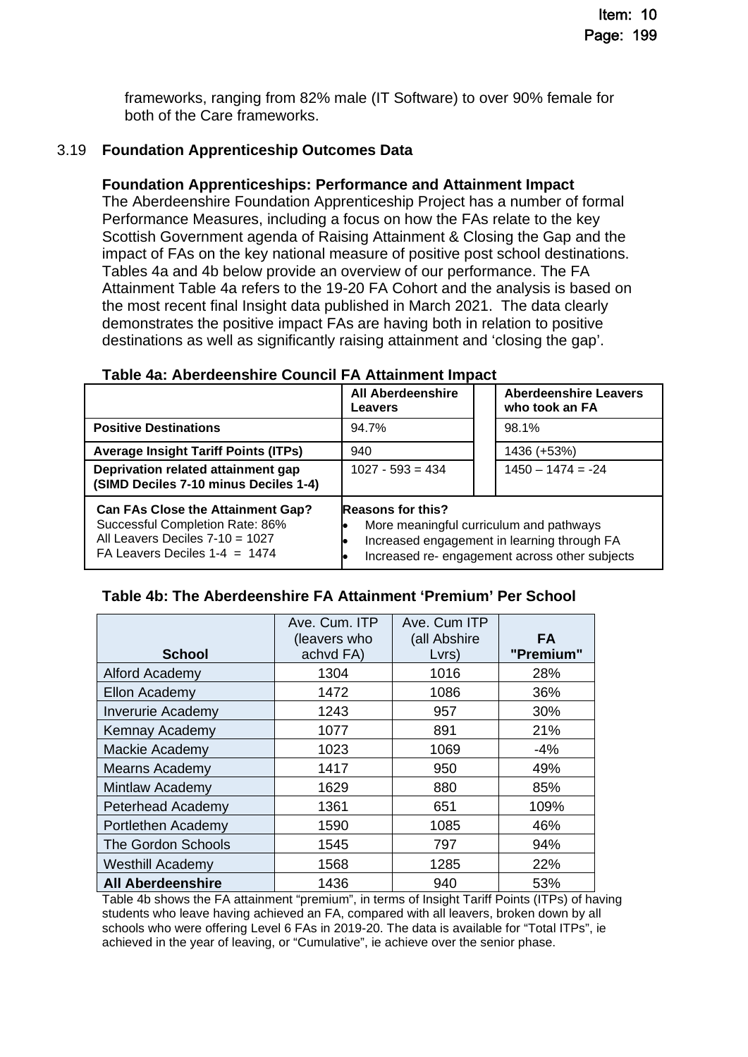frameworks, ranging from 82% male (IT Software) to over 90% female for both of the Care frameworks.

3.19 **Foundation Apprenticeship Outcomes Data**

**Foundation Apprenticeships: Performance and Attainment Impact**

The Aberdeenshire Foundation Apprenticeship Project has a number of formal Performance Measures, including a focus on how the FAs relate to the key Scottish Government agenda of Raising Attainment & Closing the Gap and the impact of FAs on the key national measure of positive post school destinations. Tables 4a and 4b below provide an overview of our performance. The FA Attainment Table 4a refers to the 19-20 FA Cohort and the analysis is based on the most recent final Insight data published in March 2021. The data clearly demonstrates the positive impact FAs are having both in relation to positive destinations as well as significantly raising attainment and 'closing the gap'.

**Table 4a: Aberdeenshire Council FA Attainment Impact**

| | **All Aberdeenshire Leavers** | **Aberdeenshire Leavers who took an FA** |
|---|---|---|
| **Positive Destinations** | 94.7% | 98.1% |
| **Average Insight Tariff Points (ITPs)** | 940 | 1436 (+53%) |
| **Deprivation related attainment gap (SIMD Deciles 7-10 minus Deciles 1-4)** | 1027 - 593 = 434 | 1450 – 1474 = -24 |
| **Can FAs Close the Attainment Gap?** Successful Completion Rate: 86% All Leavers Deciles 7-10 = 1027 FA Leavers Deciles 1-4 = 1474 | **Reasons for this?** • More meaningful curriculum and pathways • Increased engagement in learning through FA • Increased re- engagement across other subjects | |

**Table 4b: The Aberdeenshire FA Attainment 'Premium' Per School**

| **School** | Ave. Cum. ITP (leavers who achvd FA) | Ave. Cum ITP (all Abshire Lvrs) | **FA "Premium"** |
|---|---|---|---|
| Alford Academy | 1304 | 1016 | 28% |
| Ellon Academy | 1472 | 1086 | 36% |
| Inverurie Academy | 1243 | 957 | 30% |
| Kemnay Academy | 1077 | 891 | 21% |
| Mackie Academy | 1023 | 1069 | -4% |
| Mearns Academy | 1417 | 950 | 49% |
| Mintlaw Academy | 1629 | 880 | 85% |
| Peterhead Academy | 1361 | 651 | 109% |
| Portlethen Academy | 1590 | 1085 | 46% |
| The Gordon Schools | 1545 | 797 | 94% |
| Westhill Academy | 1568 | 1285 | 22% |
| **All Aberdeenshire** | 1436 | 940 | 53% |

Table 4b shows the FA attainment "premium", in terms of Insight Tariff Points (ITPs) of having students who leave having achieved an FA, compared with all leavers, broken down by all schools who were offering Level 6 FAs in 2019-20. The data is available for "Total ITPs", ie achieved in the year of leaving, or "Cumulative", ie achieve over the senior phase.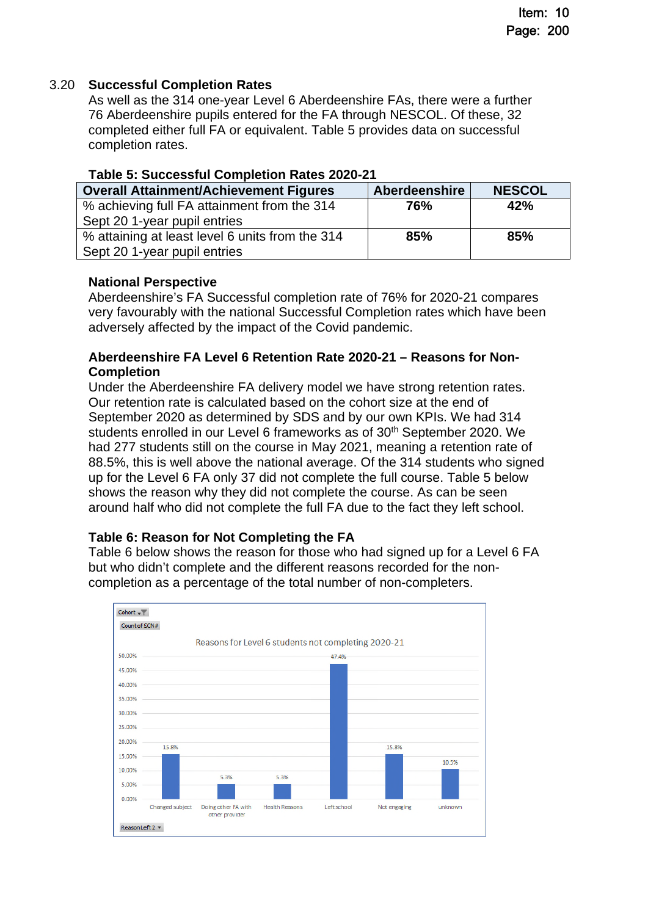3.20 **Successful Completion Rates**

As well as the 314 one-year Level 6 Aberdeenshire FAs, there were a further 76 Aberdeenshire pupils entered for the FA through NESCOL. Of these, 32 completed either full FA or equivalent. Table 5 provides data on successful completion rates.

**Table 5: Successful Completion Rates 2020-21**

| Overall Attainment/Achievement Figures | Aberdeenshire | NESCOL |
|---|---|---|
| % achieving full FA attainment from the 314 Sept 20 1-year pupil entries | **76%** | **42%** |
| % attaining at least level 6 units from the 314 Sept 20 1-year pupil entries | **85%** | **85%** |

**National Perspective**

Aberdeenshire's FA Successful completion rate of 76% for 2020-21 compares very favourably with the national Successful Completion rates which have been adversely affected by the impact of the Covid pandemic.

**Aberdeenshire FA Level 6 Retention Rate 2020-21 – Reasons for Non-Completion**

Under the Aberdeenshire FA delivery model we have strong retention rates. Our retention rate is calculated based on the cohort size at the end of September 2020 as determined by SDS and by our own KPIs. We had 314 students enrolled in our Level 6 frameworks as of 30th September 2020. We had 277 students still on the course in May 2021, meaning a retention rate of 88.5%, this is well above the national average. Of the 314 students who signed up for the Level 6 FA only 37 did not complete the full course. Table 5 below shows the reason why they did not complete the course. As can be seen around half who did not complete the full FA due to the fact they left school.

**Table 6: Reason for Not Completing the FA**

Table 6 below shows the reason for those who had signed up for a Level 6 FA but who didn't complete and the different reasons recorded for the non-completion as a percentage of the total number of non-completers.

Reasons for Level 6 students not completing 2020-21

| Reason | Percentage |
|---|---|
| Changed subject | 15.8% |
| Doing other FA with other provider | 5.3% |
| Health Reasons | 5.3% |
| Left school | 47.4% |
| Not engaging | 15.8% |
| unknown | 10.5% |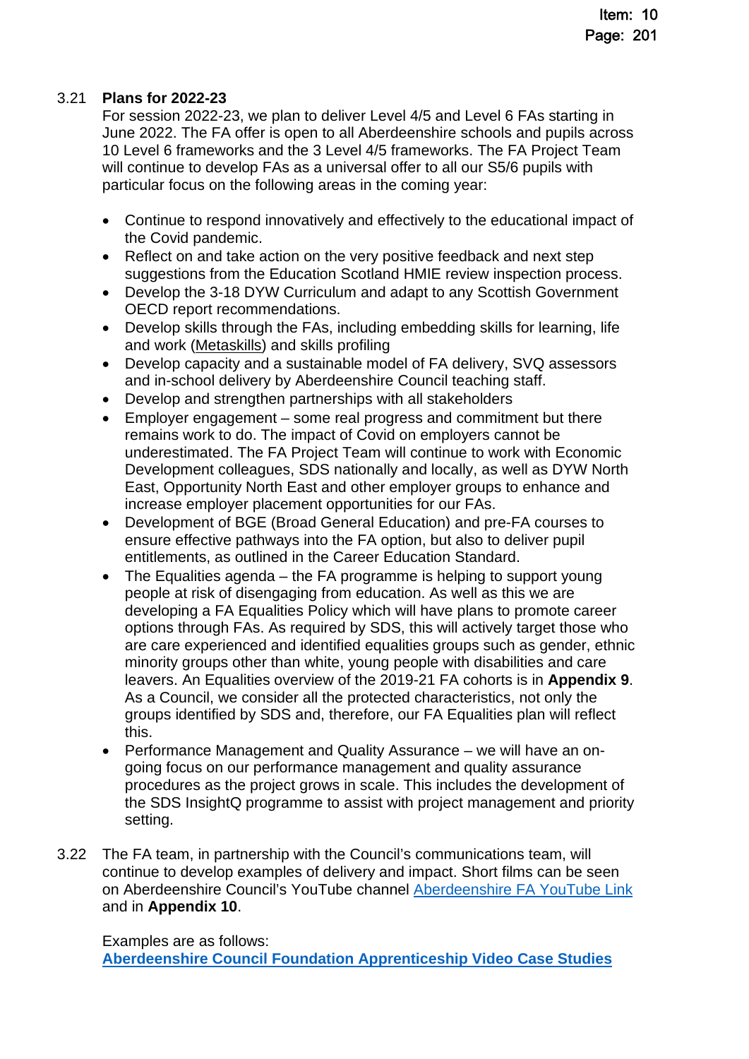3.21 **Plans for 2022-23**

For session 2022-23, we plan to deliver Level 4/5 and Level 6 FAs starting in June 2022. The FA offer is open to all Aberdeenshire schools and pupils across 10 Level 6 frameworks and the 3 Level 4/5 frameworks. The FA Project Team will continue to develop FAs as a universal offer to all our S5/6 pupils with particular focus on the following areas in the coming year:

- Continue to respond innovatively and effectively to the educational impact of the Covid pandemic.
- Reflect on and take action on the very positive feedback and next step suggestions from the Education Scotland HMIE review inspection process.
- Develop the 3-18 DYW Curriculum and adapt to any Scottish Government OECD report recommendations.
- Develop skills through the FAs, including embedding skills for learning, life and work (Metaskills) and skills profiling
- Develop capacity and a sustainable model of FA delivery, SVQ assessors and in-school delivery by Aberdeenshire Council teaching staff.
- Develop and strengthen partnerships with all stakeholders
- Employer engagement – some real progress and commitment but there remains work to do. The impact of Covid on employers cannot be underestimated. The FA Project Team will continue to work with Economic Development colleagues, SDS nationally and locally, as well as DYW North East, Opportunity North East and other employer groups to enhance and increase employer placement opportunities for our FAs.
- Development of BGE (Broad General Education) and pre-FA courses to ensure effective pathways into the FA option, but also to deliver pupil entitlements, as outlined in the Career Education Standard.
- The Equalities agenda – the FA programme is helping to support young people at risk of disengaging from education. As well as this we are developing a FA Equalities Policy which will have plans to promote career options through FAs. As required by SDS, this will actively target those who are care experienced and identified equalities groups such as gender, ethnic minority groups other than white, young people with disabilities and care leavers. An Equalities overview of the 2019-21 FA cohorts is in **Appendix 9**. As a Council, we consider all the protected characteristics, not only the groups identified by SDS and, therefore, our FA Equalities plan will reflect this.
- Performance Management and Quality Assurance – we will have an on-going focus on our performance management and quality assurance procedures as the project grows in scale. This includes the development of the SDS InsightQ programme to assist with project management and priority setting.

3.22 The FA team, in partnership with the Council's communications team, will continue to develop examples of delivery and impact. Short films can be seen on Aberdeenshire Council's YouTube channel Aberdeenshire FA YouTube Link and in **Appendix 10**.

Examples are as follows:
**Aberdeenshire Council Foundation Apprenticeship Video Case Studies**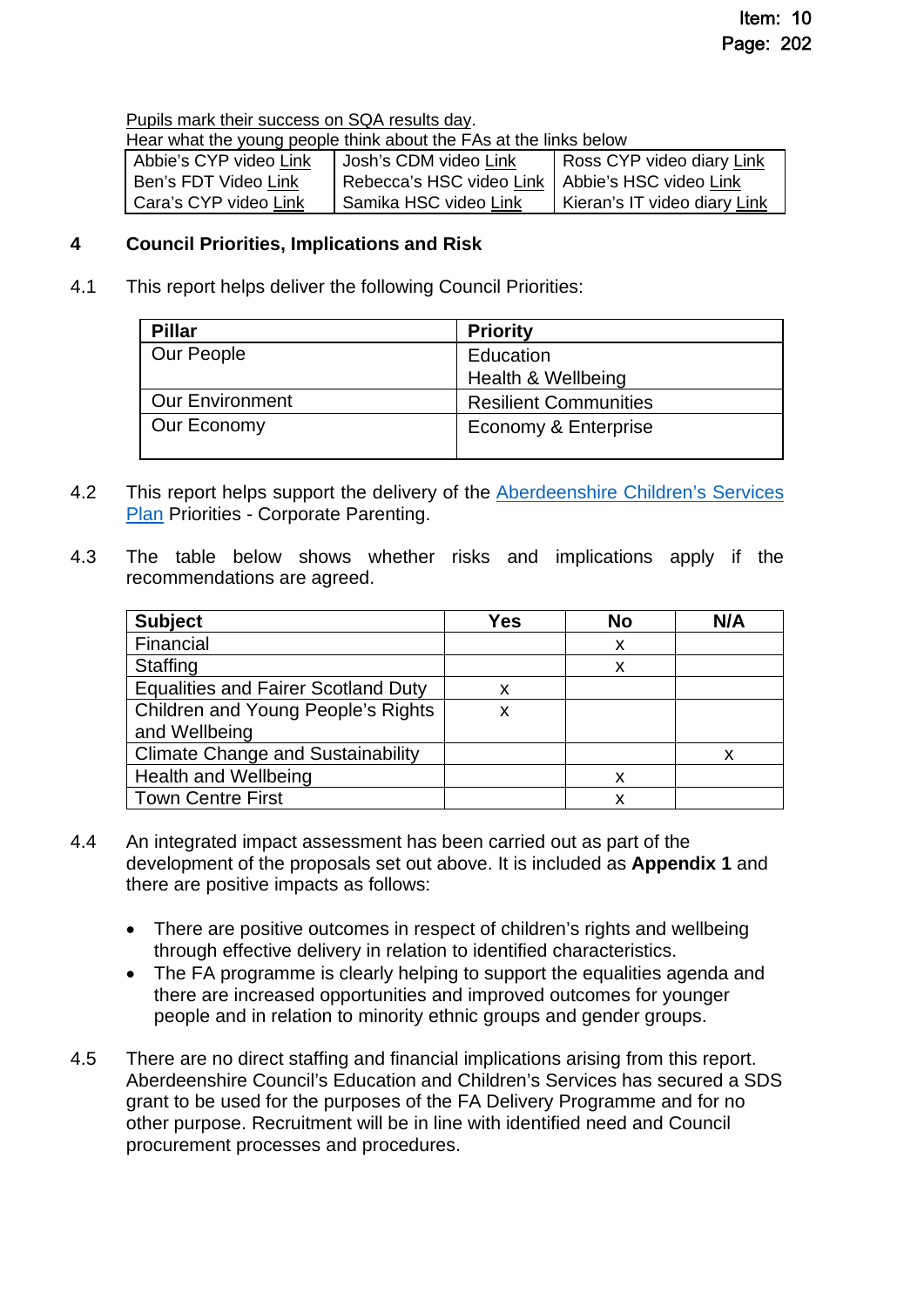Pupils mark their success on SQA results day.

Hear what the young people think about the FAs at the links below

| Abbie's CYP video Link | Josh's CDM video Link | Ross CYP video diary Link |
|---|---|---|
| Ben's FDT Video Link | Rebecca's HSC video Link | Abbie's HSC video Link |
| Cara's CYP video Link | Samika HSC video Link | Kieran's IT video diary Link |

## 4 Council Priorities, Implications and Risk

4.1 This report helps deliver the following Council Priorities:

| Pillar | Priority |
|---|---|
| Our People | Education<br>Health & Wellbeing |
| Our Environment | Resilient Communities |
| Our Economy | Economy & Enterprise |

4.2 This report helps support the delivery of the Aberdeenshire Children's Services Plan Priorities - Corporate Parenting.

4.3 The table below shows whether risks and implications apply if the recommendations are agreed.

| Subject | Yes | No | N/A |
|---|---|---|---|
| Financial | | x | |
| Staffing | | x | |
| Equalities and Fairer Scotland Duty | x | | |
| Children and Young People's Rights and Wellbeing | x | | |
| Climate Change and Sustainability | | | x |
| Health and Wellbeing | | x | |
| Town Centre First | | x | |

4.4 An integrated impact assessment has been carried out as part of the development of the proposals set out above. It is included as **Appendix 1** and there are positive impacts as follows:

- There are positive outcomes in respect of children's rights and wellbeing through effective delivery in relation to identified characteristics.
- The FA programme is clearly helping to support the equalities agenda and there are increased opportunities and improved outcomes for younger people and in relation to minority ethnic groups and gender groups.

4.5 There are no direct staffing and financial implications arising from this report. Aberdeenshire Council's Education and Children's Services has secured a SDS grant to be used for the purposes of the FA Delivery Programme and for no other purpose. Recruitment will be in line with identified need and Council procurement processes and procedures.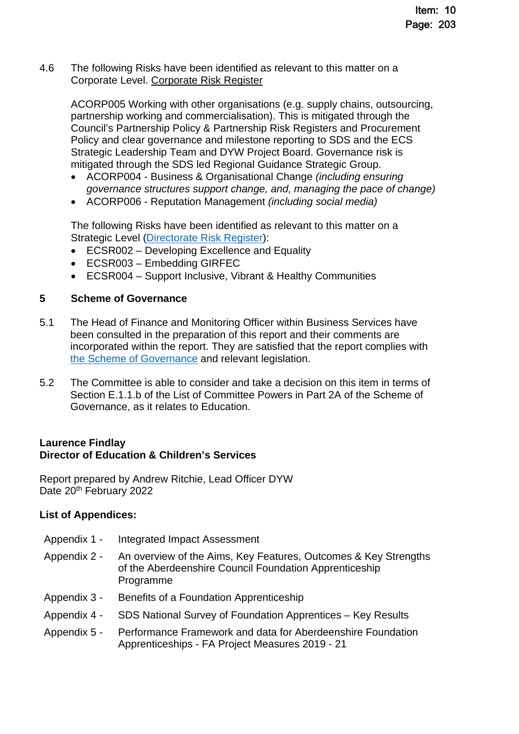4.6 The following Risks have been identified as relevant to this matter on a Corporate Level. Corporate Risk Register

ACORP005 Working with other organisations (e.g. supply chains, outsourcing, partnership working and commercialisation). This is mitigated through the Council's Partnership Policy & Partnership Risk Registers and Procurement Policy and clear governance and milestone reporting to SDS and the ECS Strategic Leadership Team and DYW Project Board. Governance risk is mitigated through the SDS led Regional Guidance Strategic Group.

- ACORP004 - Business & Organisational Change *(including ensuring governance structures support change, and, managing the pace of change)*
- ACORP006 - Reputation Management *(including social media)*

The following Risks have been identified as relevant to this matter on a Strategic Level (Directorate Risk Register):

- ECSR002 – Developing Excellence and Equality
- ECSR003 – Embedding GIRFEC
- ECSR004 – Support Inclusive, Vibrant & Healthy Communities

## 5 Scheme of Governance

5.1 The Head of Finance and Monitoring Officer within Business Services have been consulted in the preparation of this report and their comments are incorporated within the report. They are satisfied that the report complies with the Scheme of Governance and relevant legislation.

5.2 The Committee is able to consider and take a decision on this item in terms of Section E.1.1.b of the List of Committee Powers in Part 2A of the Scheme of Governance, as it relates to Education.

**Laurence Findlay**
**Director of Education & Children's Services**

Report prepared by Andrew Ritchie, Lead Officer DYW
Date 20th February 2022

**List of Appendices:**

Appendix 1 - Integrated Impact Assessment

Appendix 2 - An overview of the Aims, Key Features, Outcomes & Key Strengths of the Aberdeenshire Council Foundation Apprenticeship Programme

Appendix 3 - Benefits of a Foundation Apprenticeship

Appendix 4 - SDS National Survey of Foundation Apprentices – Key Results

Appendix 5 - Performance Framework and data for Aberdeenshire Foundation Apprenticeships - FA Project Measures 2019 - 21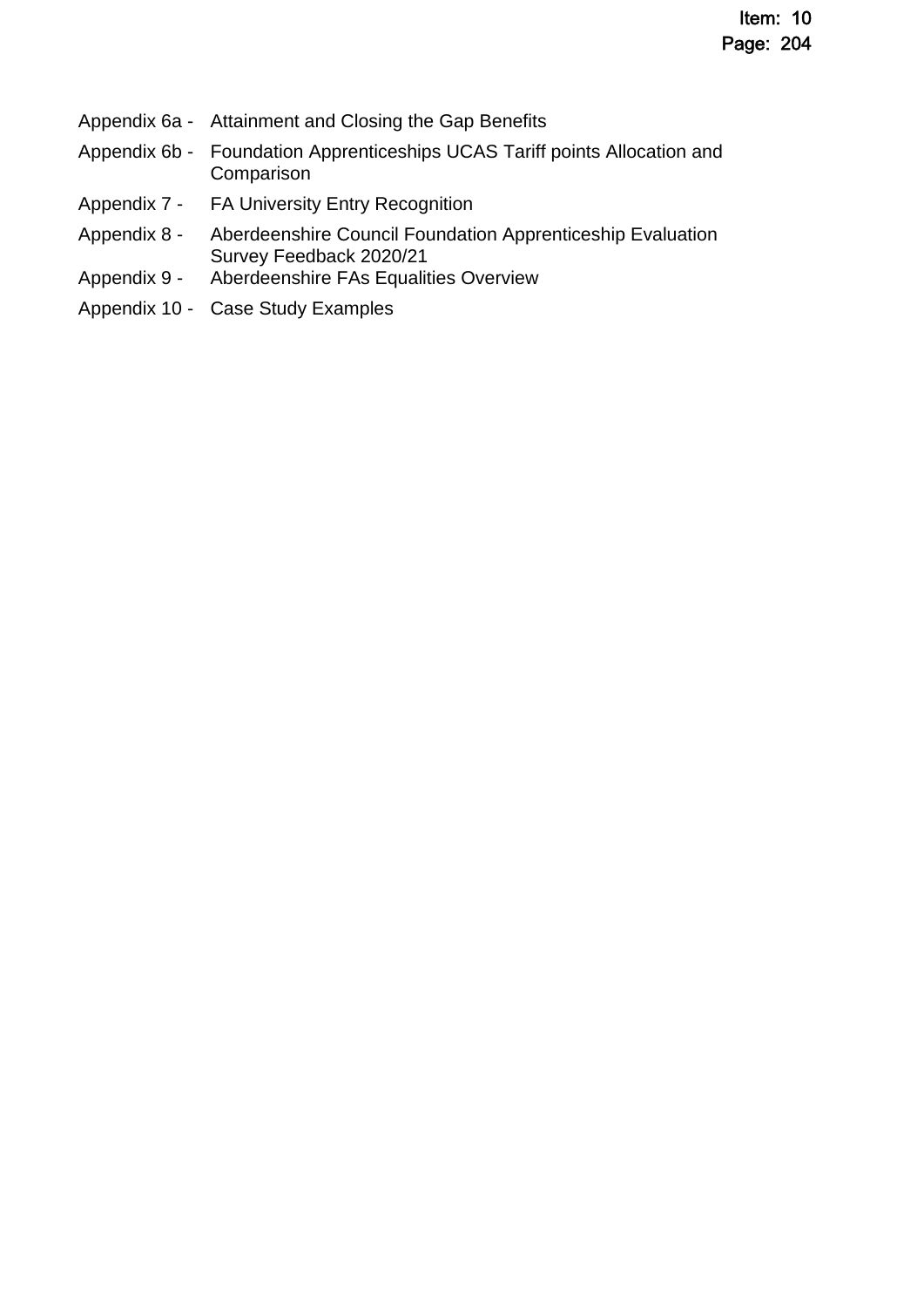Appendix 6a - Attainment and Closing the Gap Benefits

Appendix 6b - Foundation Apprenticeships UCAS Tariff points Allocation and Comparison

Appendix 7 - FA University Entry Recognition

Appendix 8 - Aberdeenshire Council Foundation Apprenticeship Evaluation Survey Feedback 2020/21

Appendix 9 - Aberdeenshire FAs Equalities Overview

Appendix 10 - Case Study Examples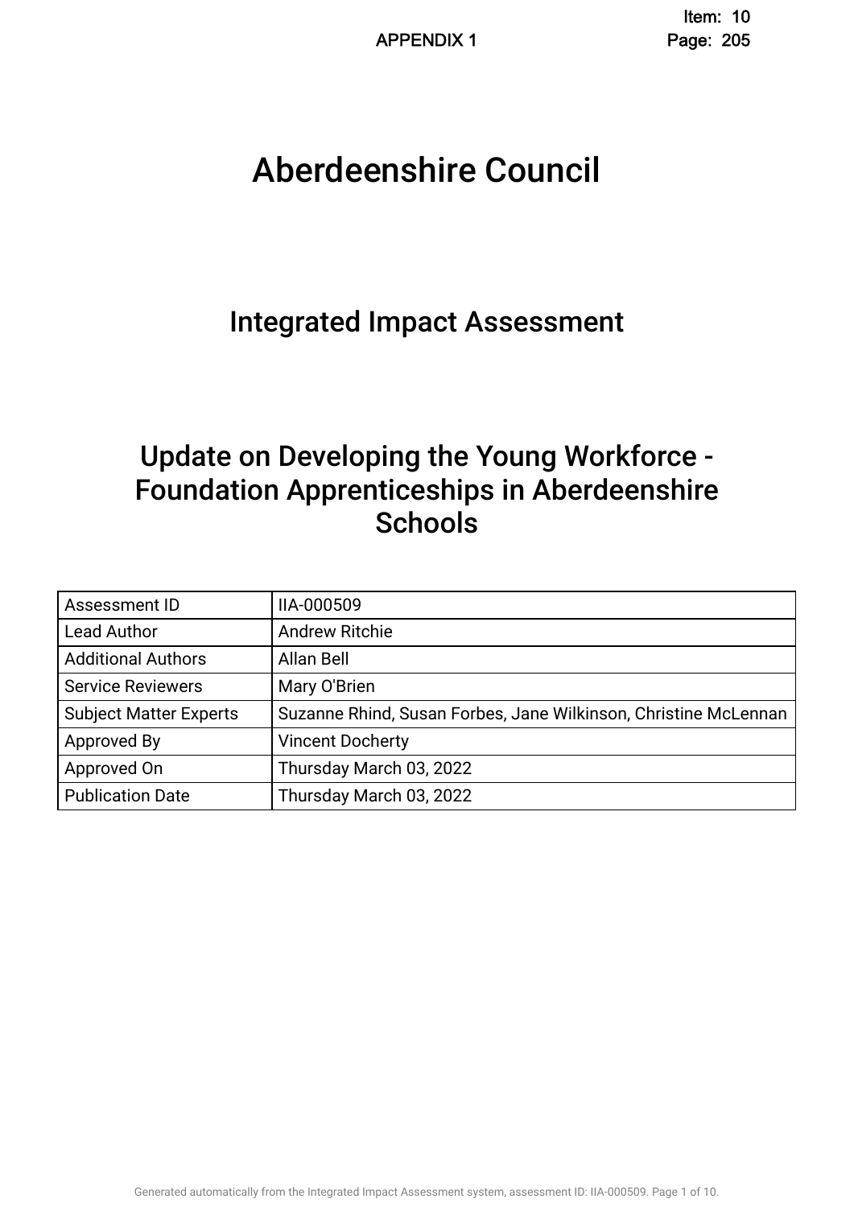APPENDIX 1

# Aberdeenshire Council

## Integrated Impact Assessment

## Update on Developing the Young Workforce - Foundation Apprenticeships in Aberdeenshire Schools

| Assessment ID | IIA-000509 |
|---|---|
| Lead Author | Andrew Ritchie |
| Additional Authors | Allan Bell |
| Service Reviewers | Mary O'Brien |
| Subject Matter Experts | Suzanne Rhind, Susan Forbes, Jane Wilkinson, Christine McLennan |
| Approved By | Vincent Docherty |
| Approved On | Thursday March 03, 2022 |
| Publication Date | Thursday March 03, 2022 |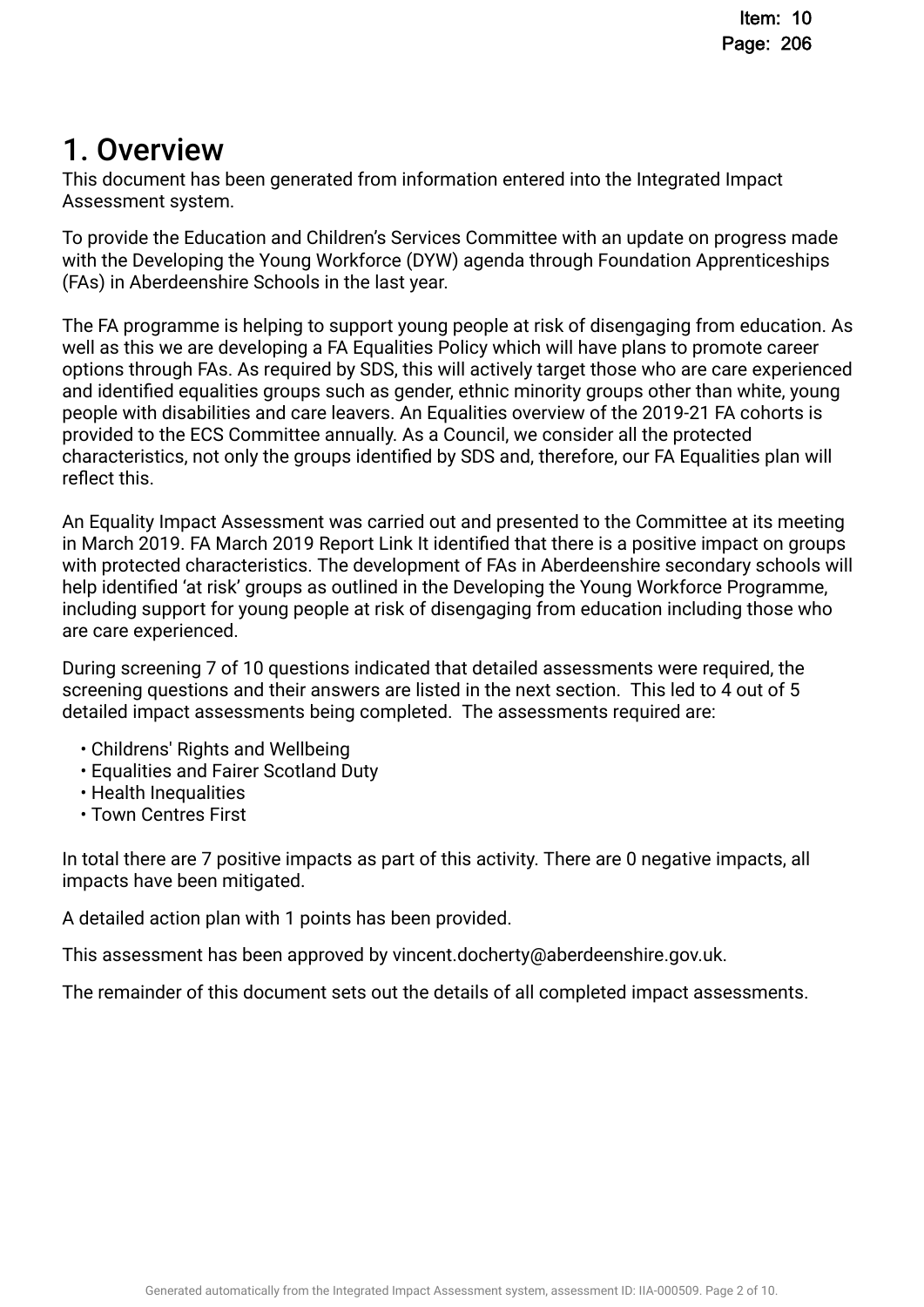# 1. Overview

This document has been generated from information entered into the Integrated Impact Assessment system.

To provide the Education and Children's Services Committee with an update on progress made with the Developing the Young Workforce (DYW) agenda through Foundation Apprenticeships (FAs) in Aberdeenshire Schools in the last year.

The FA programme is helping to support young people at risk of disengaging from education. As well as this we are developing a FA Equalities Policy which will have plans to promote career options through FAs. As required by SDS, this will actively target those who are care experienced and identified equalities groups such as gender, ethnic minority groups other than white, young people with disabilities and care leavers. An Equalities overview of the 2019-21 FA cohorts is provided to the ECS Committee annually. As a Council, we consider all the protected characteristics, not only the groups identified by SDS and, therefore, our FA Equalities plan will reflect this.

An Equality Impact Assessment was carried out and presented to the Committee at its meeting in March 2019. FA March 2019 Report Link It identified that there is a positive impact on groups with protected characteristics. The development of FAs in Aberdeenshire secondary schools will help identified 'at risk' groups as outlined in the Developing the Young Workforce Programme, including support for young people at risk of disengaging from education including those who are care experienced.

During screening 7 of 10 questions indicated that detailed assessments were required, the screening questions and their answers are listed in the next section. This led to 4 out of 5 detailed impact assessments being completed. The assessments required are:

- Childrens' Rights and Wellbeing
- Equalities and Fairer Scotland Duty
- Health Inequalities
- Town Centres First

In total there are 7 positive impacts as part of this activity. There are 0 negative impacts, all impacts have been mitigated.

A detailed action plan with 1 points has been provided.

This assessment has been approved by vincent.docherty@aberdeenshire.gov.uk.

The remainder of this document sets out the details of all completed impact assessments.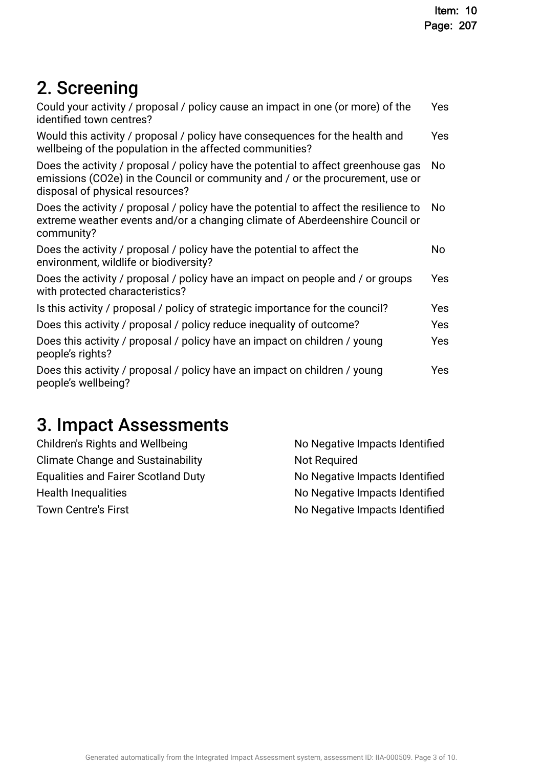## 2. Screening

| | |
|---|---|
| Could your activity / proposal / policy cause an impact in one (or more) of the identified town centres? | Yes |
| Would this activity / proposal / policy have consequences for the health and wellbeing of the population in the affected communities? | Yes |
| Does the activity / proposal / policy have the potential to affect greenhouse gas emissions (CO2e) in the Council or community and / or the procurement, use or disposal of physical resources? | No |
| Does the activity / proposal / policy have the potential to affect the resilience to extreme weather events and/or a changing climate of Aberdeenshire Council or community? | No |
| Does the activity / proposal / policy have the potential to affect the environment, wildlife or biodiversity? | No |
| Does the activity / proposal / policy have an impact on people and / or groups with protected characteristics? | Yes |
| Is this activity / proposal / policy of strategic importance for the council? | Yes |
| Does this activity / proposal / policy reduce inequality of outcome? | Yes |
| Does this activity / proposal / policy have an impact on children / young people's rights? | Yes |
| Does this activity / proposal / policy have an impact on children / young people's wellbeing? | Yes |

## 3. Impact Assessments

| | |
|---|---|
| Children's Rights and Wellbeing | No Negative Impacts Identified |
| Climate Change and Sustainability | Not Required |
| Equalities and Fairer Scotland Duty | No Negative Impacts Identified |
| Health Inequalities | No Negative Impacts Identified |
| Town Centre's First | No Negative Impacts Identified |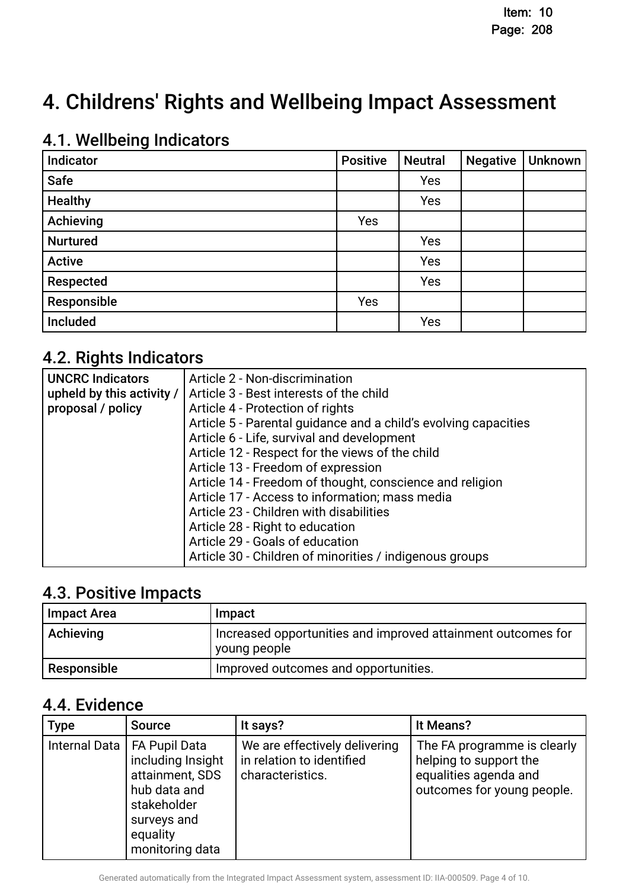# 4. Childrens' Rights and Wellbeing Impact Assessment

## 4.1. Wellbeing Indicators

| Indicator | Positive | Neutral | Negative | Unknown |
|---|---|---|---|---|
| **Safe** | | Yes | | |
| **Healthy** | | Yes | | |
| **Achieving** | Yes | | | |
| **Nurtured** | | Yes | | |
| **Active** | | Yes | | |
| **Respected** | | Yes | | |
| **Responsible** | Yes | | | |
| **Included** | | Yes | | |

## 4.2. Rights Indicators

| | |
|---|---|
| **UNCRC Indicators upheld by this activity / proposal / policy** | Article 2 - Non-discrimination<br>Article 3 - Best interests of the child<br>Article 4 - Protection of rights<br>Article 5 - Parental guidance and a child's evolving capacities<br>Article 6 - Life, survival and development<br>Article 12 - Respect for the views of the child<br>Article 13 - Freedom of expression<br>Article 14 - Freedom of thought, conscience and religion<br>Article 17 - Access to information; mass media<br>Article 23 - Children with disabilities<br>Article 28 - Right to education<br>Article 29 - Goals of education<br>Article 30 - Children of minorities / indigenous groups |

## 4.3. Positive Impacts

| Impact Area | Impact |
|---|---|
| **Achieving** | Increased opportunities and improved attainment outcomes for young people |
| **Responsible** | Improved outcomes and opportunities. |

## 4.4. Evidence

| Type | Source | It says? | It Means? |
|---|---|---|---|
| Internal Data | FA Pupil Data including Insight attainment, SDS hub data and stakeholder surveys and equality monitoring data | We are effectively delivering in relation to identified characteristics. | The FA programme is clearly helping to support the equalities agenda and outcomes for young people. |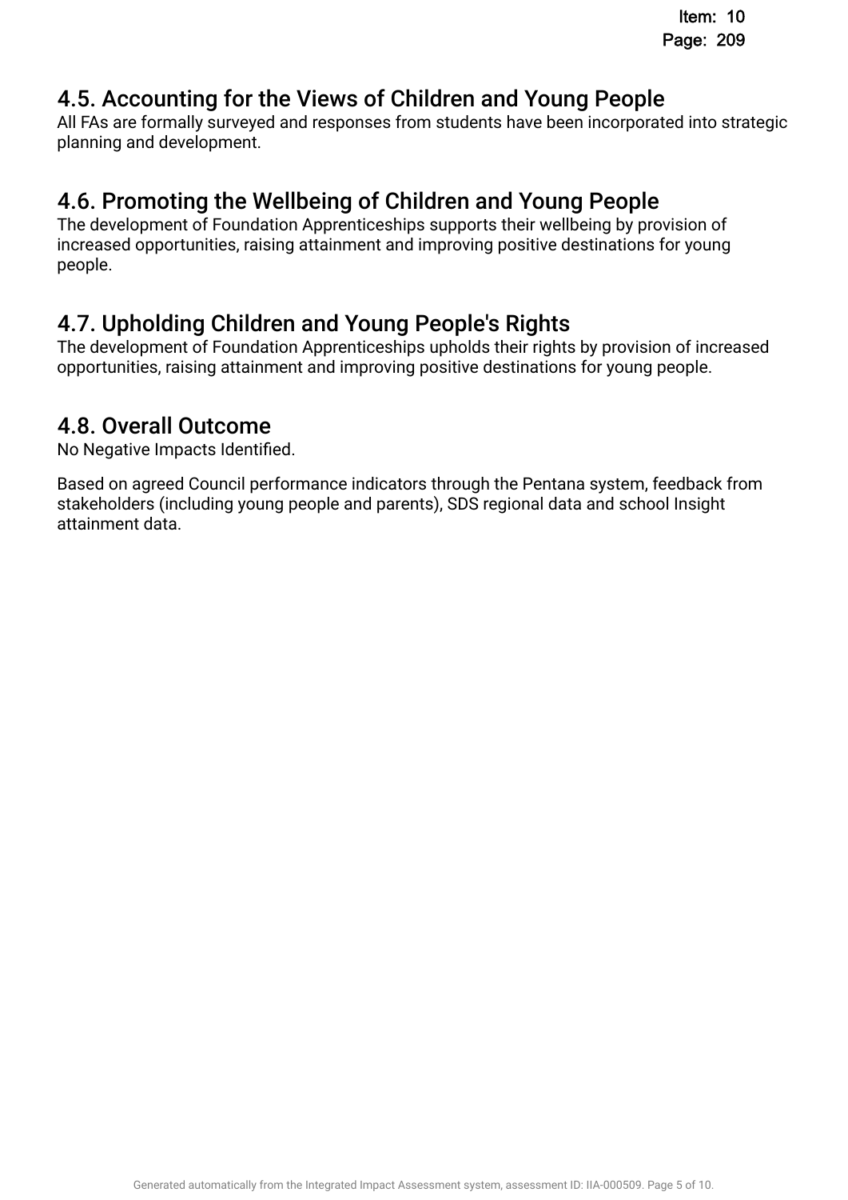## 4.5. Accounting for the Views of Children and Young People

All FAs are formally surveyed and responses from students have been incorporated into strategic planning and development.

## 4.6. Promoting the Wellbeing of Children and Young People

The development of Foundation Apprenticeships supports their wellbeing by provision of increased opportunities, raising attainment and improving positive destinations for young people.

## 4.7. Upholding Children and Young People's Rights

The development of Foundation Apprenticeships upholds their rights by provision of increased opportunities, raising attainment and improving positive destinations for young people.

## 4.8. Overall Outcome

No Negative Impacts Identified.

Based on agreed Council performance indicators through the Pentana system, feedback from stakeholders (including young people and parents), SDS regional data and school Insight attainment data.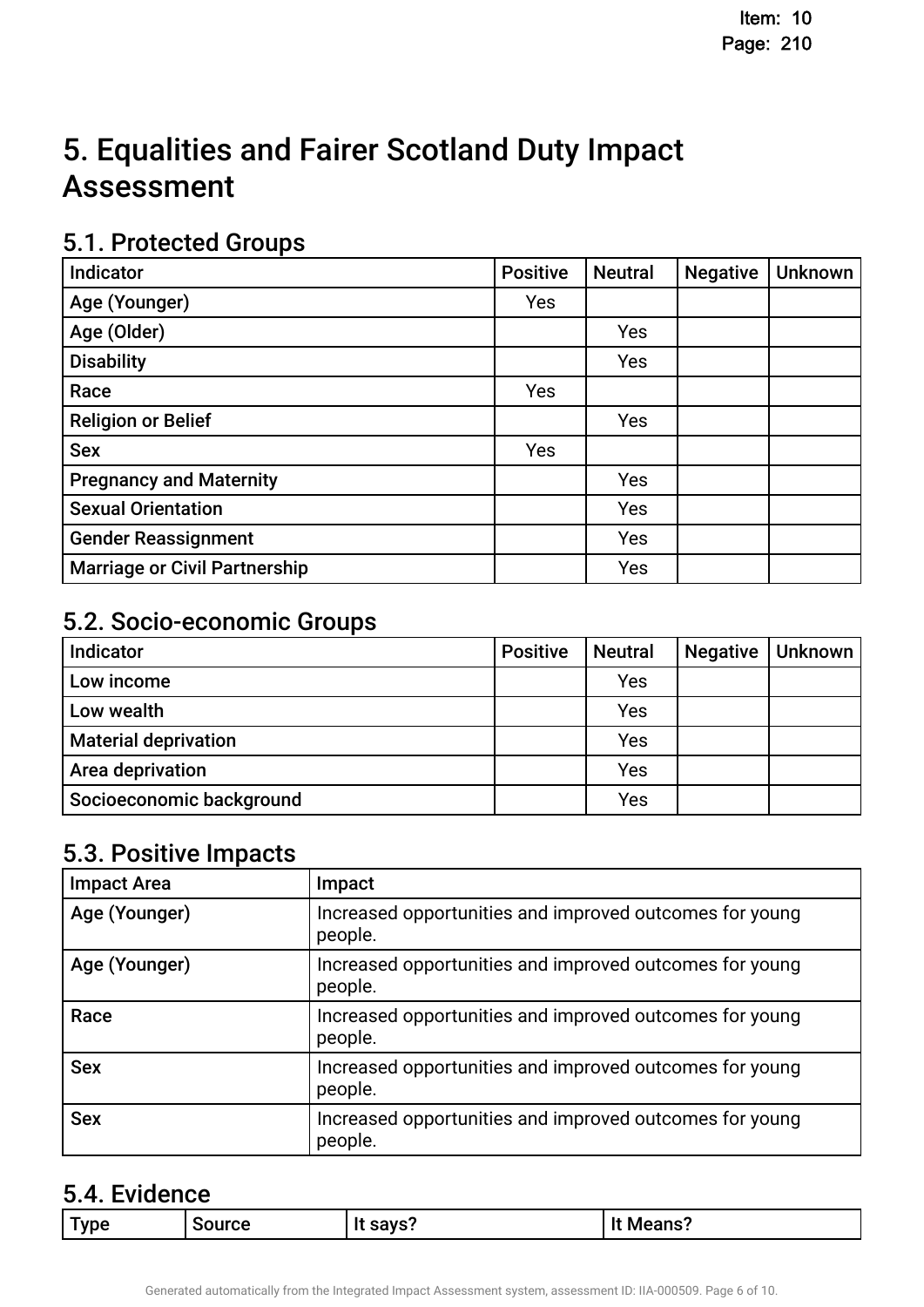# 5. Equalities and Fairer Scotland Duty Impact Assessment

## 5.1. Protected Groups

| Indicator | Positive | Neutral | Negative | Unknown |
|---|---|---|---|---|
| Age (Younger) | Yes | | | |
| Age (Older) | | Yes | | |
| Disability | | Yes | | |
| Race | Yes | | | |
| Religion or Belief | | Yes | | |
| Sex | Yes | | | |
| Pregnancy and Maternity | | Yes | | |
| Sexual Orientation | | Yes | | |
| Gender Reassignment | | Yes | | |
| Marriage or Civil Partnership | | Yes | | |

## 5.2. Socio-economic Groups

| Indicator | Positive | Neutral | Negative | Unknown |
|---|---|---|---|---|
| Low income | | Yes | | |
| Low wealth | | Yes | | |
| Material deprivation | | Yes | | |
| Area deprivation | | Yes | | |
| Socioeconomic background | | Yes | | |

## 5.3. Positive Impacts

| Impact Area | Impact |
|---|---|
| Age (Younger) | Increased opportunities and improved outcomes for young people. |
| Age (Younger) | Increased opportunities and improved outcomes for young people. |
| Race | Increased opportunities and improved outcomes for young people. |
| Sex | Increased opportunities and improved outcomes for young people. |
| Sex | Increased opportunities and improved outcomes for young people. |

## 5.4. Evidence

| Type | Source | It says? | It Means? |
|---|---|---|---|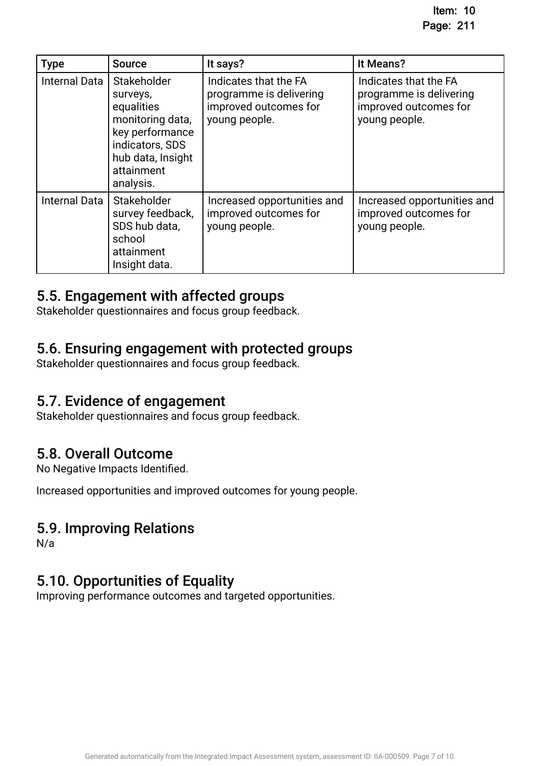| Type | Source | It says? | It Means? |
| --- | --- | --- | --- |
| Internal Data | Stakeholder surveys, equalities monitoring data, key performance indicators, SDS hub data, Insight attainment analysis. | Indicates that the FA programme is delivering improved outcomes for young people. | Indicates that the FA programme is delivering improved outcomes for young people. |
| Internal Data | Stakeholder survey feedback, SDS hub data, school attainment Insight data. | Increased opportunities and improved outcomes for young people. | Increased opportunities and improved outcomes for young people. |

## 5.5. Engagement with affected groups

Stakeholder questionnaires and focus group feedback.

## 5.6. Ensuring engagement with protected groups

Stakeholder questionnaires and focus group feedback.

## 5.7. Evidence of engagement

Stakeholder questionnaires and focus group feedback.

## 5.8. Overall Outcome

No Negative Impacts Identified.

Increased opportunities and improved outcomes for young people.

## 5.9. Improving Relations

N/a

## 5.10. Opportunities of Equality

Improving performance outcomes and targeted opportunities.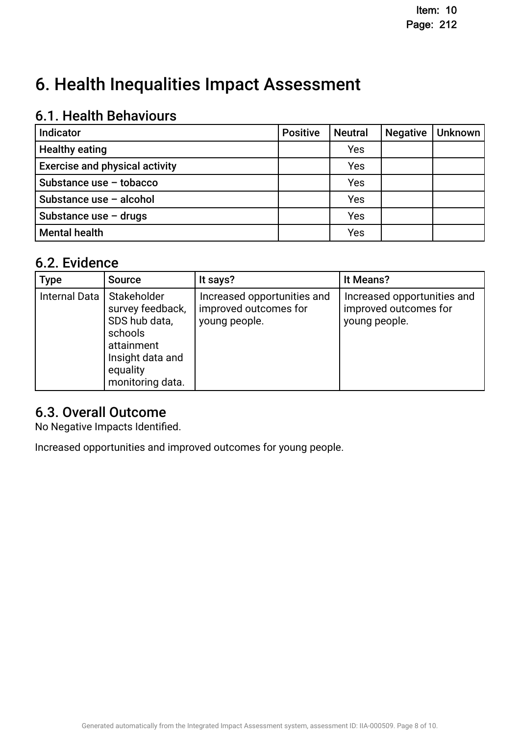# 6. Health Inequalities Impact Assessment

## 6.1. Health Behaviours

| Indicator | Positive | Neutral | Negative | Unknown |
|---|---|---|---|---|
| Healthy eating | | Yes | | |
| Exercise and physical activity | | Yes | | |
| Substance use – tobacco | | Yes | | |
| Substance use – alcohol | | Yes | | |
| Substance use – drugs | | Yes | | |
| Mental health | | Yes | | |

## 6.2. Evidence

| Type | Source | It says? | It Means? |
|---|---|---|---|
| Internal Data | Stakeholder survey feedback, SDS hub data, schools attainment Insight data and equality monitoring data. | Increased opportunities and improved outcomes for young people. | Increased opportunities and improved outcomes for young people. |

## 6.3. Overall Outcome

No Negative Impacts Identified.

Increased opportunities and improved outcomes for young people.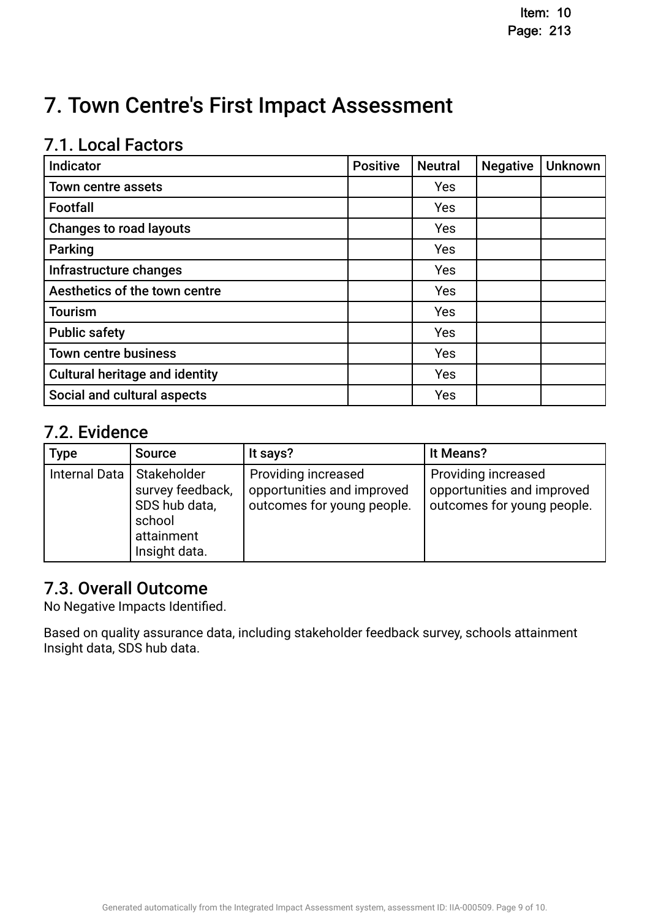# 7. Town Centre's First Impact Assessment

## 7.1. Local Factors

| Indicator | Positive | Neutral | Negative | Unknown |
| --- | --- | --- | --- | --- |
| Town centre assets | | Yes | | |
| Footfall | | Yes | | |
| Changes to road layouts | | Yes | | |
| Parking | | Yes | | |
| Infrastructure changes | | Yes | | |
| Aesthetics of the town centre | | Yes | | |
| Tourism | | Yes | | |
| Public safety | | Yes | | |
| Town centre business | | Yes | | |
| Cultural heritage and identity | | Yes | | |
| Social and cultural aspects | | Yes | | |

## 7.2. Evidence

| Type | Source | It says? | It Means? |
| --- | --- | --- | --- |
| Internal Data | Stakeholder survey feedback, SDS hub data, school attainment Insight data. | Providing increased opportunities and improved outcomes for young people. | Providing increased opportunities and improved outcomes for young people. |

## 7.3. Overall Outcome

No Negative Impacts Identified.

Based on quality assurance data, including stakeholder feedback survey, schools attainment Insight data, SDS hub data.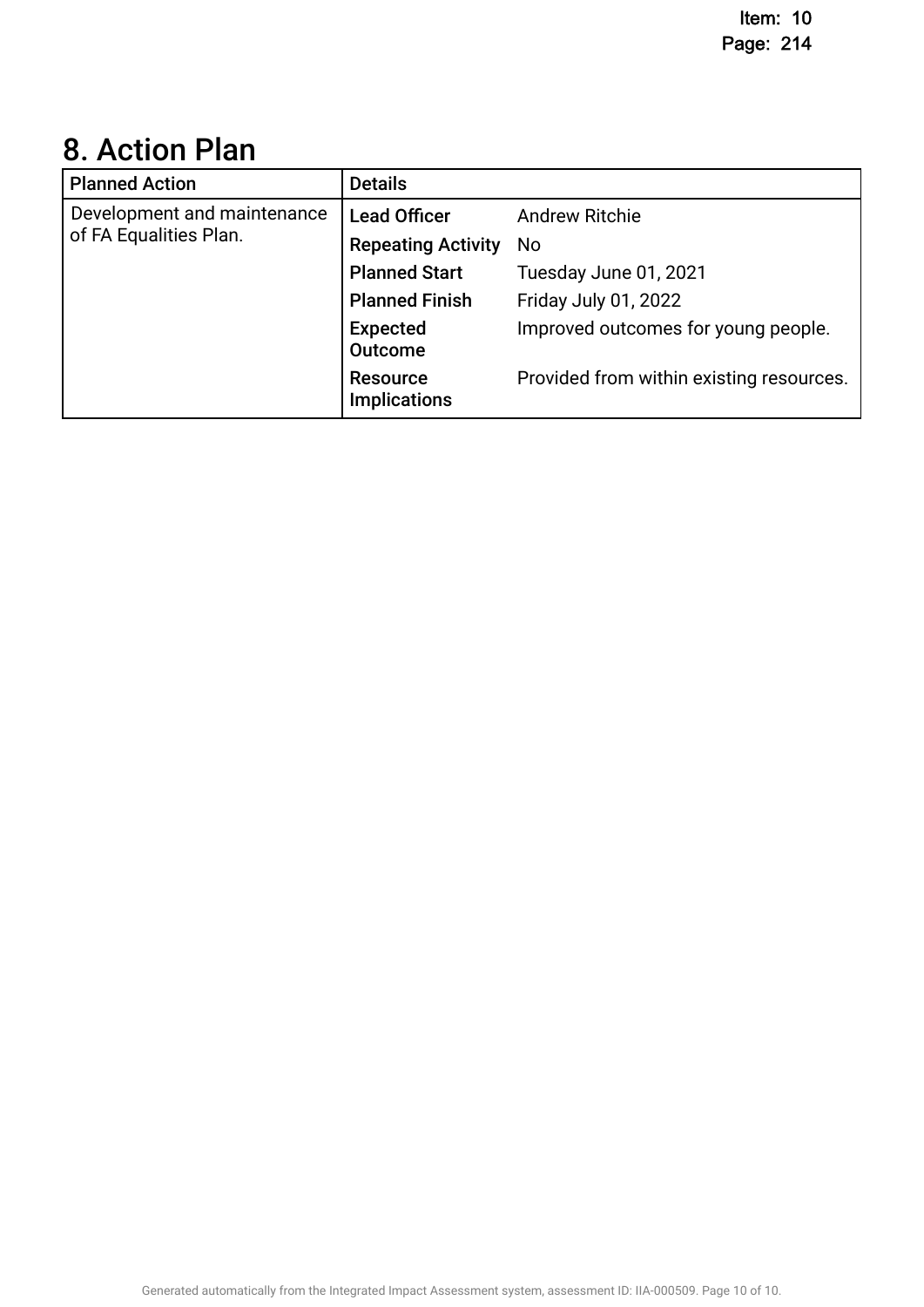# 8. Action Plan

| Planned Action | Details | |
|---|---|---|
| Development and maintenance of FA Equalities Plan. | **Lead Officer** | Andrew Ritchie |
| | **Repeating Activity** | No |
| | **Planned Start** | Tuesday June 01, 2021 |
| | **Planned Finish** | Friday July 01, 2022 |
| | **Expected Outcome** | Improved outcomes for young people. |
| | **Resource Implications** | Provided from within existing resources. |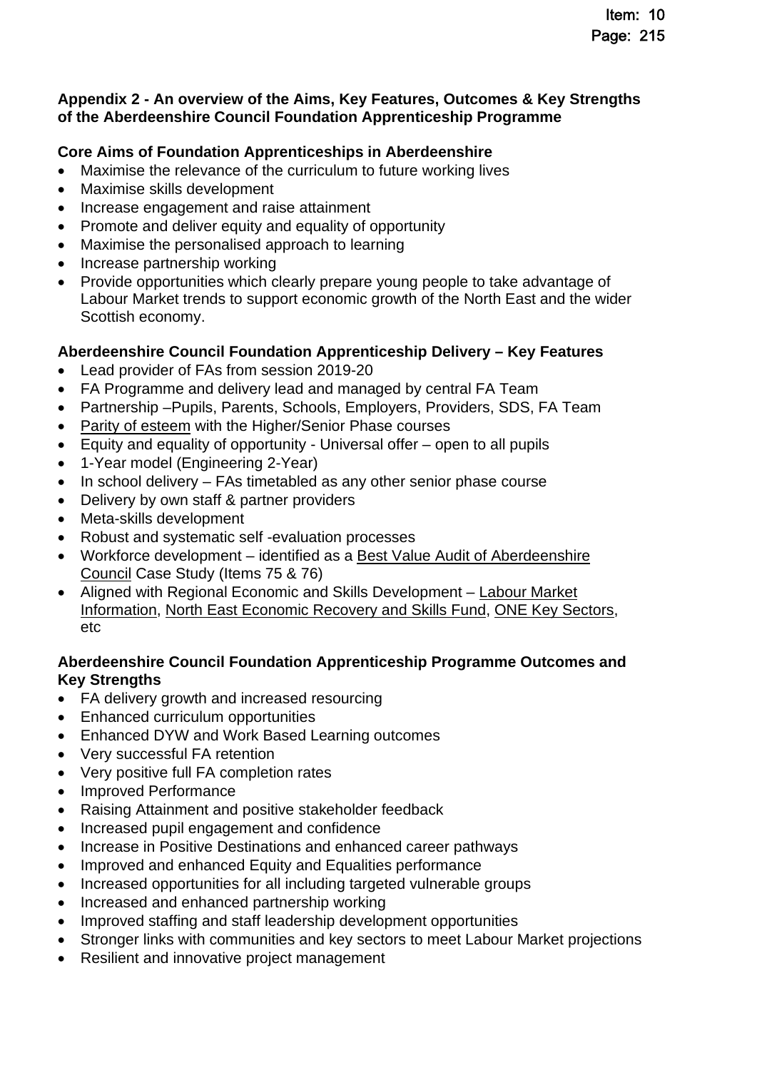**Appendix 2 - An overview of the Aims, Key Features, Outcomes & Key Strengths of the Aberdeenshire Council Foundation Apprenticeship Programme**

**Core Aims of Foundation Apprenticeships in Aberdeenshire**

- Maximise the relevance of the curriculum to future working lives
- Maximise skills development
- Increase engagement and raise attainment
- Promote and deliver equity and equality of opportunity
- Maximise the personalised approach to learning
- Increase partnership working
- Provide opportunities which clearly prepare young people to take advantage of Labour Market trends to support economic growth of the North East and the wider Scottish economy.

**Aberdeenshire Council Foundation Apprenticeship Delivery – Key Features**

- Lead provider of FAs from session 2019-20
- FA Programme and delivery lead and managed by central FA Team
- Partnership –Pupils, Parents, Schools, Employers, Providers, SDS, FA Team
- Parity of esteem with the Higher/Senior Phase courses
- Equity and equality of opportunity - Universal offer – open to all pupils
- 1-Year model (Engineering 2-Year)
- In school delivery – FAs timetabled as any other senior phase course
- Delivery by own staff & partner providers
- Meta-skills development
- Robust and systematic self -evaluation processes
- Workforce development – identified as a Best Value Audit of Aberdeenshire Council Case Study (Items 75 & 76)
- Aligned with Regional Economic and Skills Development – Labour Market Information, North East Economic Recovery and Skills Fund, ONE Key Sectors, etc

**Aberdeenshire Council Foundation Apprenticeship Programme Outcomes and Key Strengths**

- FA delivery growth and increased resourcing
- Enhanced curriculum opportunities
- Enhanced DYW and Work Based Learning outcomes
- Very successful FA retention
- Very positive full FA completion rates
- Improved Performance
- Raising Attainment and positive stakeholder feedback
- Increased pupil engagement and confidence
- Increase in Positive Destinations and enhanced career pathways
- Improved and enhanced Equity and Equalities performance
- Increased opportunities for all including targeted vulnerable groups
- Increased and enhanced partnership working
- Improved staffing and staff leadership development opportunities
- Stronger links with communities and key sectors to meet Labour Market projections
- Resilient and innovative project management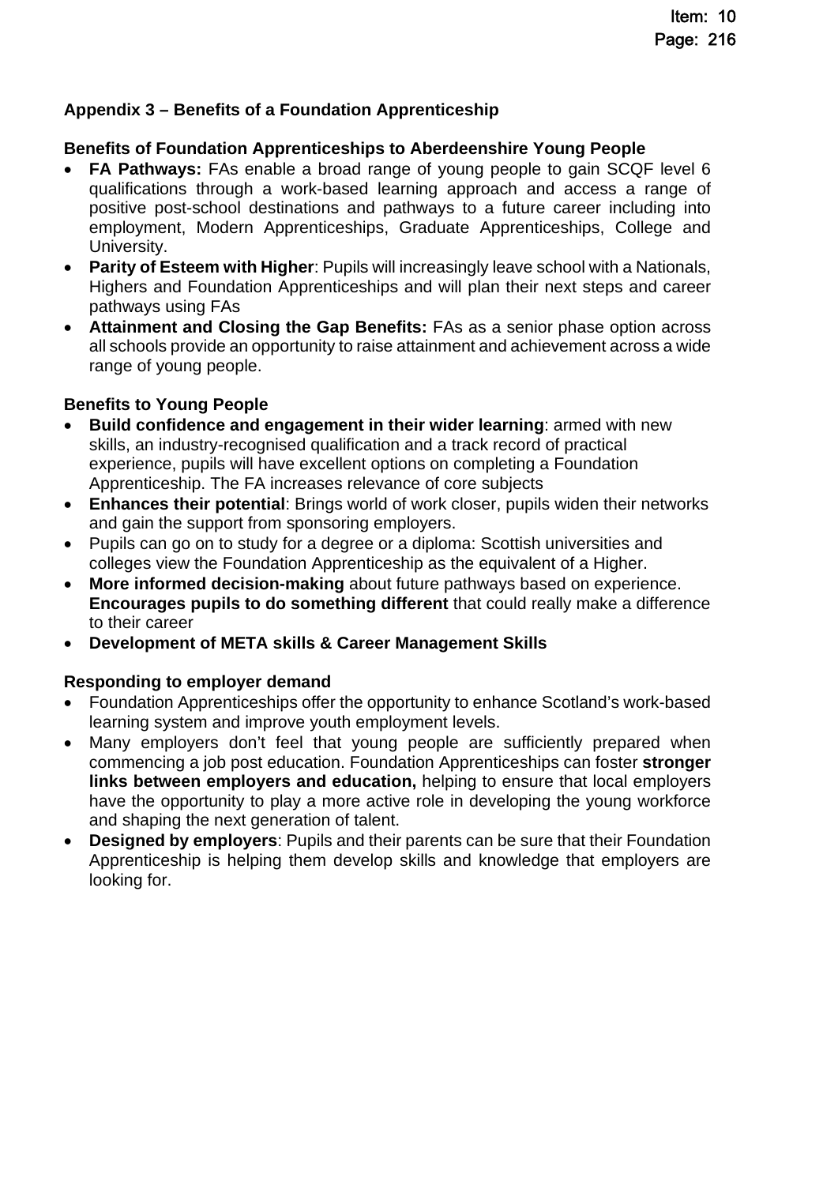## Appendix 3 – Benefits of a Foundation Apprenticeship

### Benefits of Foundation Apprenticeships to Aberdeenshire Young People

- **FA Pathways:** FAs enable a broad range of young people to gain SCQF level 6 qualifications through a work-based learning approach and access a range of positive post-school destinations and pathways to a future career including into employment, Modern Apprenticeships, Graduate Apprenticeships, College and University.
- **Parity of Esteem with Higher**: Pupils will increasingly leave school with a Nationals, Highers and Foundation Apprenticeships and will plan their next steps and career pathways using FAs
- **Attainment and Closing the Gap Benefits:** FAs as a senior phase option across all schools provide an opportunity to raise attainment and achievement across a wide range of young people.

### Benefits to Young People

- **Build confidence and engagement in their wider learning**: armed with new skills, an industry-recognised qualification and a track record of practical experience, pupils will have excellent options on completing a Foundation Apprenticeship. The FA increases relevance of core subjects
- **Enhances their potential**: Brings world of work closer, pupils widen their networks and gain the support from sponsoring employers.
- Pupils can go on to study for a degree or a diploma: Scottish universities and colleges view the Foundation Apprenticeship as the equivalent of a Higher.
- **More informed decision-making** about future pathways based on experience. **Encourages pupils to do something different** that could really make a difference to their career
- **Development of META skills & Career Management Skills**

### Responding to employer demand

- Foundation Apprenticeships offer the opportunity to enhance Scotland's work-based learning system and improve youth employment levels.
- Many employers don't feel that young people are sufficiently prepared when commencing a job post education. Foundation Apprenticeships can foster **stronger links between employers and education,** helping to ensure that local employers have the opportunity to play a more active role in developing the young workforce and shaping the next generation of talent.
- **Designed by employers**: Pupils and their parents can be sure that their Foundation Apprenticeship is helping them develop skills and knowledge that employers are looking for.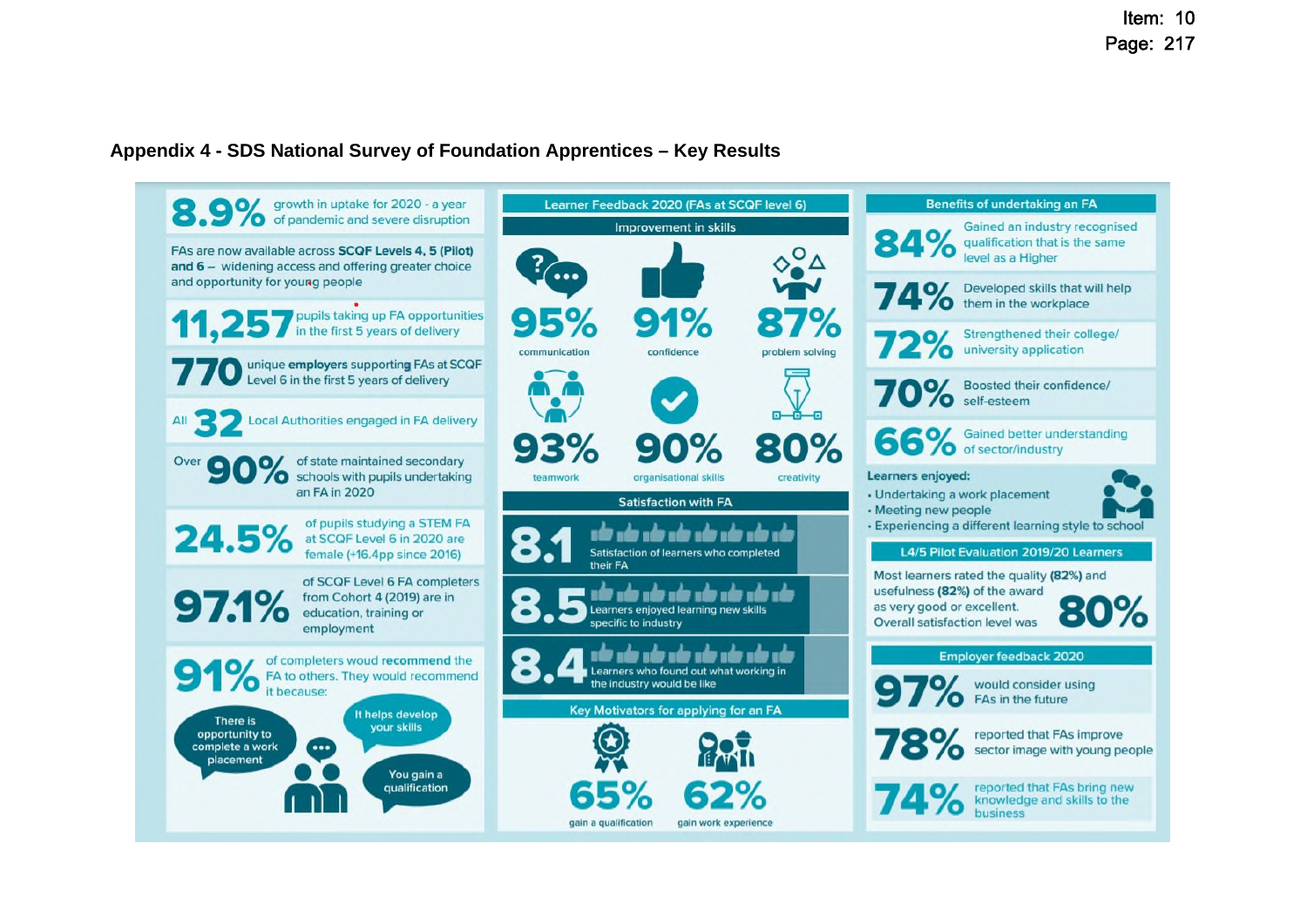## Appendix 4 - SDS National Survey of Foundation Apprentices – Key Results

**8.9%** growth in uptake for 2020 - a year of pandemic and severe disruption

FAs are now available across **SCQF Levels 4, 5 (Pilot) and 6** – widening access and offering greater choice and opportunity for young people

**11,257** pupils taking up FA opportunities in the first 5 years of delivery

**770** unique **employers** supporting FAs at SCQF Level 6 in the first 5 years of delivery

All **32** Local Authorities engaged in FA delivery

Over **90%** of state maintained secondary schools with pupils undertaking an FA in 2020

**24.5%** of pupils studying a STEM FA at SCQF Level 6 in 2020 are female (+16.4pp since 2016)

**97.1%** of SCQF Level 6 FA completers from Cohort 4 (2019) are in education, training or employment

**91%** of completers woud recommend the FA to others. They would recommend it because:

- There is opportunity to complete a work placement
- It helps develop your skills
- You gain a qualification

### Learner Feedback 2020 (FAs at SCQF level 6)

#### Improvement in skills

| Skill | % |
|---|---|
| communication | 95% |
| confidence | 91% |
| problem solving | 87% |
| teamwork | 93% |
| organisational skills | 90% |
| creativity | 80% |

#### Satisfaction with FA

- **8.1** Satisfaction of learners who completed their FA
- **8.5** Learners enjoyed learning new skills specific to industry
- **8.4** Learners who found out what working in the industry would be like

#### Key Motivators for applying for an FA

- **65%** gain a qualification
- **62%** gain work experience

### Benefits of undertaking an FA

- **84%** Gained an industry recognised qualification that is the same level as a Higher
- **74%** Developed skills that will help them in the workplace
- **72%** Strengthened their college/ university application
- **70%** Boosted their confidence/ self-esteem
- **66%** Gained better understanding of sector/industry

**Learners enjoyed:**

- Undertaking a work placement
- Meeting new people
- Experiencing a different learning style to school

### L4/5 Pilot Evaluation 2019/20 Learners

Most learners rated the quality **(82%)** and usefulness **(82%)** of the award as very good or excellent. Overall satisfaction level was **80%**

### Employer feedback 2020

- **97%** would consider using FAs in the future
- **78%** reported that FAs improve sector image with young people
- **74%** reported that FAs bring new knowledge and skills to the business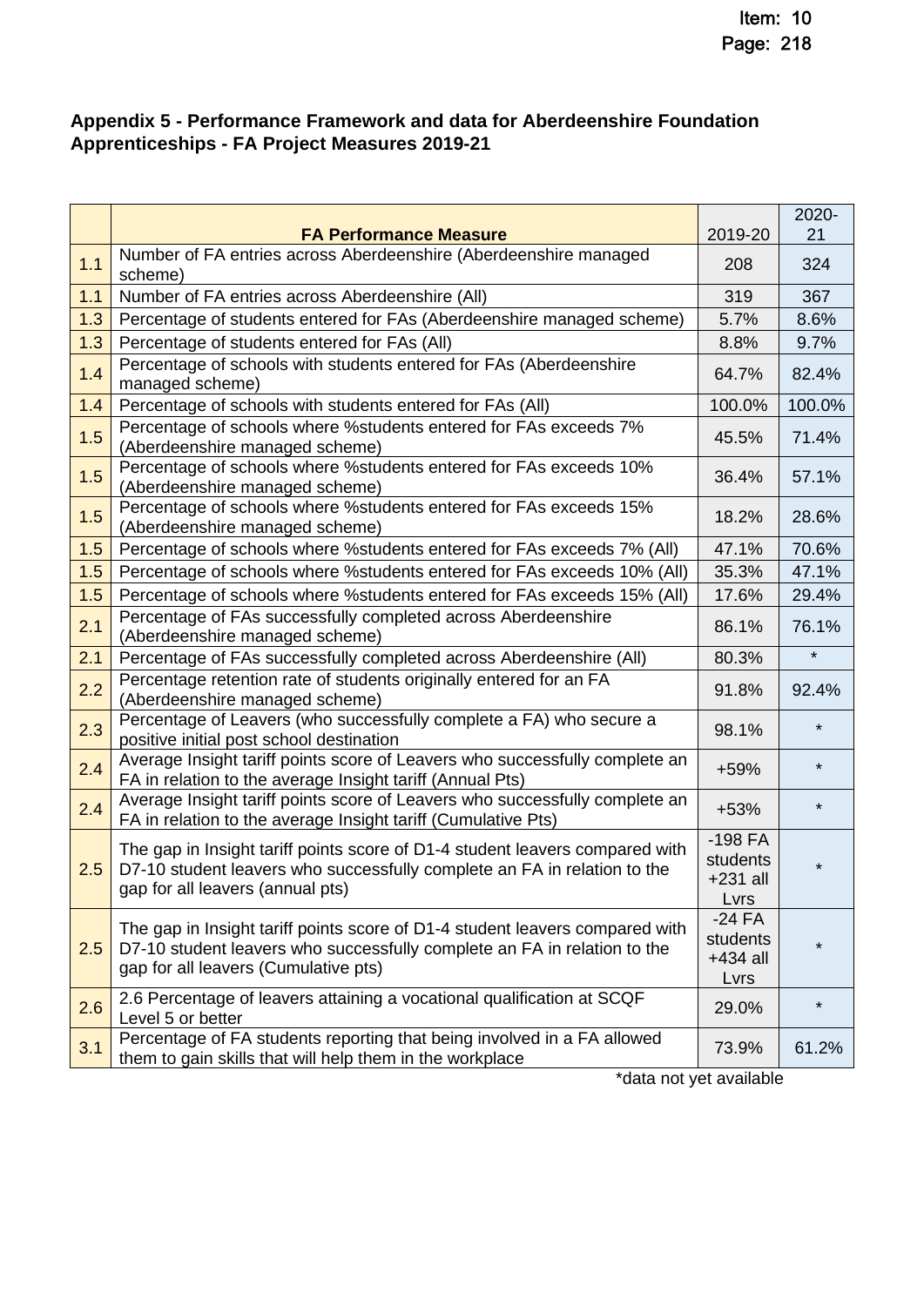## Appendix 5 - Performance Framework and data for Aberdeenshire Foundation Apprenticeships - FA Project Measures 2019-21

| | FA Performance Measure | 2019-20 | 2020-21 |
|---|---|---|---|
| 1.1 | Number of FA entries across Aberdeenshire (Aberdeenshire managed scheme) | 208 | 324 |
| 1.1 | Number of FA entries across Aberdeenshire (All) | 319 | 367 |
| 1.3 | Percentage of students entered for FAs (Aberdeenshire managed scheme) | 5.7% | 8.6% |
| 1.3 | Percentage of students entered for FAs (All) | 8.8% | 9.7% |
| 1.4 | Percentage of schools with students entered for FAs (Aberdeenshire managed scheme) | 64.7% | 82.4% |
| 1.4 | Percentage of schools with students entered for FAs (All) | 100.0% | 100.0% |
| 1.5 | Percentage of schools where %students entered for FAs exceeds 7% (Aberdeenshire managed scheme) | 45.5% | 71.4% |
| 1.5 | Percentage of schools where %students entered for FAs exceeds 10% (Aberdeenshire managed scheme) | 36.4% | 57.1% |
| 1.5 | Percentage of schools where %students entered for FAs exceeds 15% (Aberdeenshire managed scheme) | 18.2% | 28.6% |
| 1.5 | Percentage of schools where %students entered for FAs exceeds 7% (All) | 47.1% | 70.6% |
| 1.5 | Percentage of schools where %students entered for FAs exceeds 10% (All) | 35.3% | 47.1% |
| 1.5 | Percentage of schools where %students entered for FAs exceeds 15% (All) | 17.6% | 29.4% |
| 2.1 | Percentage of FAs successfully completed across Aberdeenshire (Aberdeenshire managed scheme) | 86.1% | 76.1% |
| 2.1 | Percentage of FAs successfully completed across Aberdeenshire (All) | 80.3% | * |
| 2.2 | Percentage retention rate of students originally entered for an FA (Aberdeenshire managed scheme) | 91.8% | 92.4% |
| 2.3 | Percentage of Leavers (who successfully complete a FA) who secure a positive initial post school destination | 98.1% | * |
| 2.4 | Average Insight tariff points score of Leavers who successfully complete an FA in relation to the average Insight tariff (Annual Pts) | +59% | * |
| 2.4 | Average Insight tariff points score of Leavers who successfully complete an FA in relation to the average Insight tariff (Cumulative Pts) | +53% | * |
| 2.5 | The gap in Insight tariff points score of D1-4 student leavers compared with D7-10 student leavers who successfully complete an FA in relation to the gap for all leavers (annual pts) | -198 FA students +231 all Lvrs | * |
| 2.5 | The gap in Insight tariff points score of D1-4 student leavers compared with D7-10 student leavers who successfully complete an FA in relation to the gap for all leavers (Cumulative pts) | -24 FA students +434 all Lvrs | * |
| 2.6 | 2.6 Percentage of leavers attaining a vocational qualification at SCQF Level 5 or better | 29.0% | * |
| 3.1 | Percentage of FA students reporting that being involved in a FA allowed them to gain skills that will help them in the workplace | 73.9% | 61.2% |

*data not yet available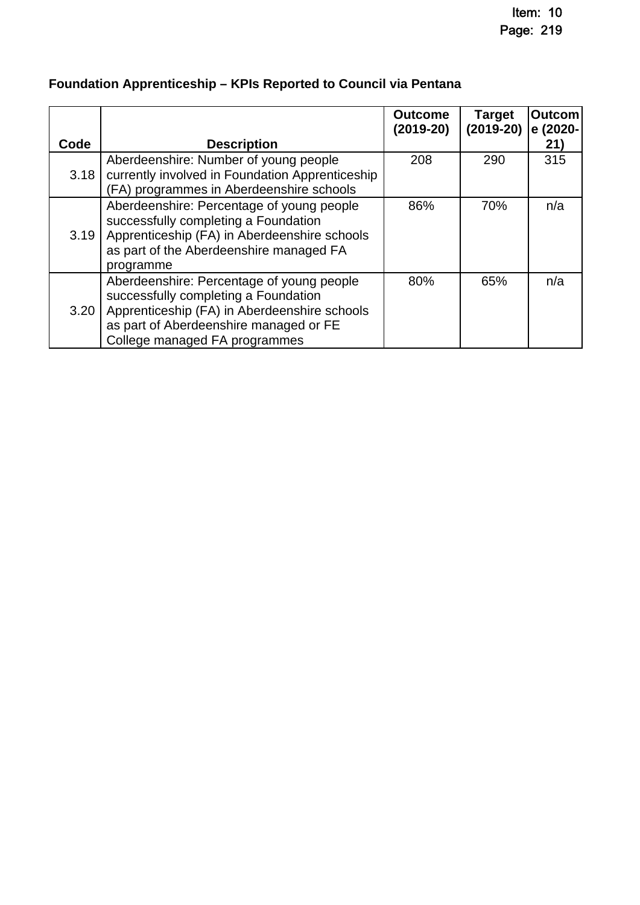**Foundation Apprenticeship – KPIs Reported to Council via Pentana**

| Code | Description | Outcome (2019-20) | Target (2019-20) | Outcome (2020-21) |
|---|---|---|---|---|
| 3.18 | Aberdeenshire: Number of young people currently involved in Foundation Apprenticeship (FA) programmes in Aberdeenshire schools | 208 | 290 | 315 |
| 3.19 | Aberdeenshire: Percentage of young people successfully completing a Foundation Apprenticeship (FA) in Aberdeenshire schools as part of the Aberdeenshire managed FA programme | 86% | 70% | n/a |
| 3.20 | Aberdeenshire: Percentage of young people successfully completing a Foundation Apprenticeship (FA) in Aberdeenshire schools as part of Aberdeenshire managed or FE College managed FA programmes | 80% | 65% | n/a |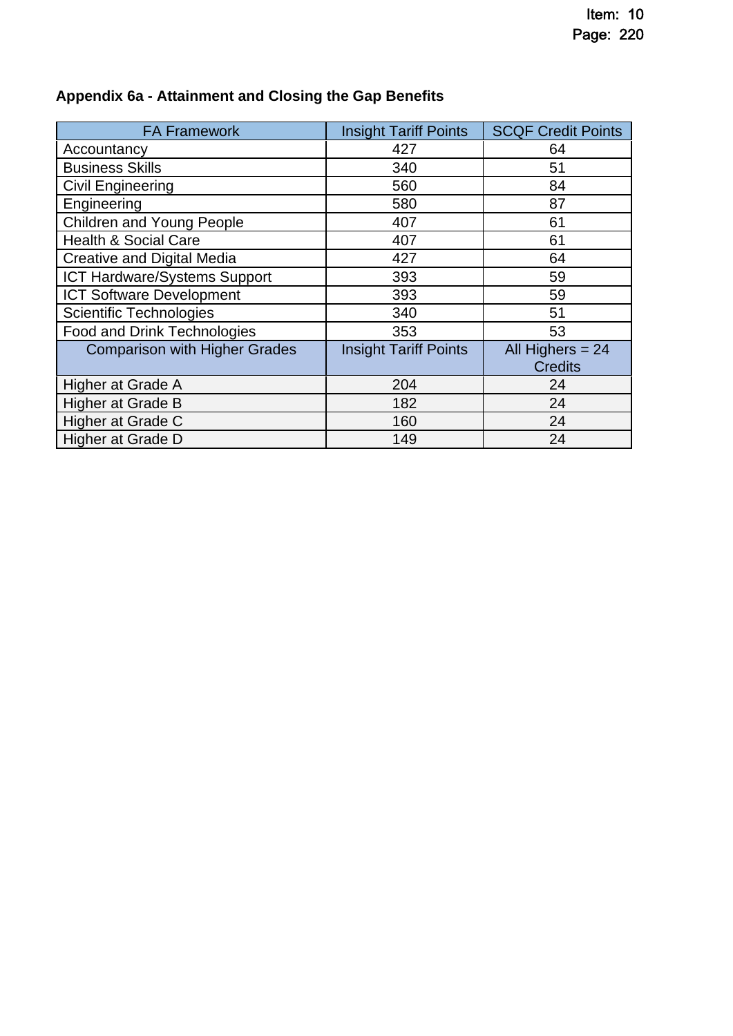## Appendix 6a - Attainment and Closing the Gap Benefits

| FA Framework | Insight Tariff Points | SCQF Credit Points |
|---|---|---|
| Accountancy | 427 | 64 |
| Business Skills | 340 | 51 |
| Civil Engineering | 560 | 84 |
| Engineering | 580 | 87 |
| Children and Young People | 407 | 61 |
| Health & Social Care | 407 | 61 |
| Creative and Digital Media | 427 | 64 |
| ICT Hardware/Systems Support | 393 | 59 |
| ICT Software Development | 393 | 59 |
| Scientific Technologies | 340 | 51 |
| Food and Drink Technologies | 353 | 53 |
| **Comparison with Higher Grades** | **Insight Tariff Points** | **All Highers = 24 Credits** |
| Higher at Grade A | 204 | 24 |
| Higher at Grade B | 182 | 24 |
| Higher at Grade C | 160 | 24 |
| Higher at Grade D | 149 | 24 |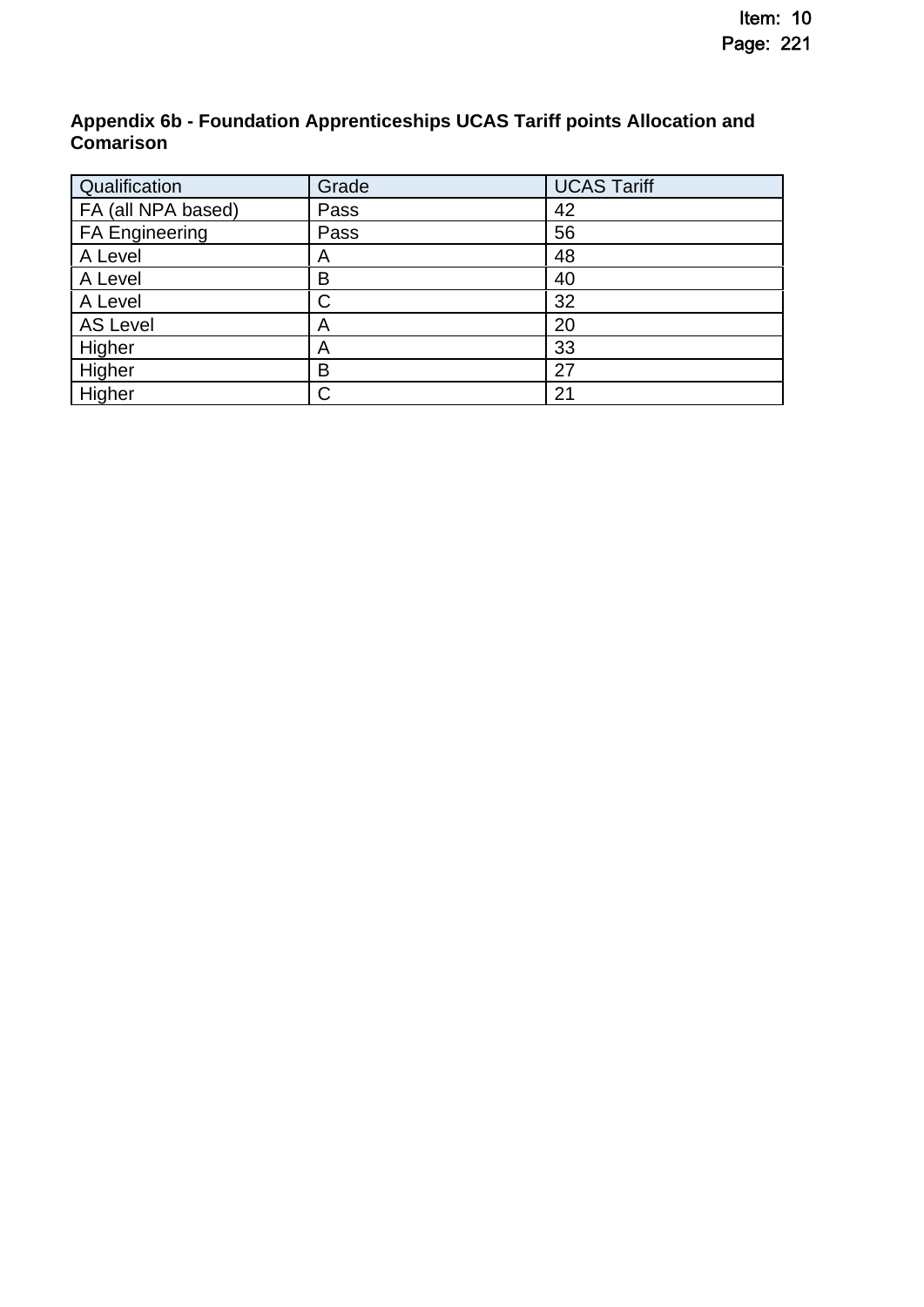**Appendix 6b - Foundation Apprenticeships UCAS Tariff points Allocation and Comarison**

| Qualification | Grade | UCAS Tariff |
|---|---|---|
| FA (all NPA based) | Pass | 42 |
| FA Engineering | Pass | 56 |
| A Level | A | 48 |
| A Level | B | 40 |
| A Level | C | 32 |
| AS Level | A | 20 |
| Higher | A | 33 |
| Higher | B | 27 |
| Higher | C | 21 |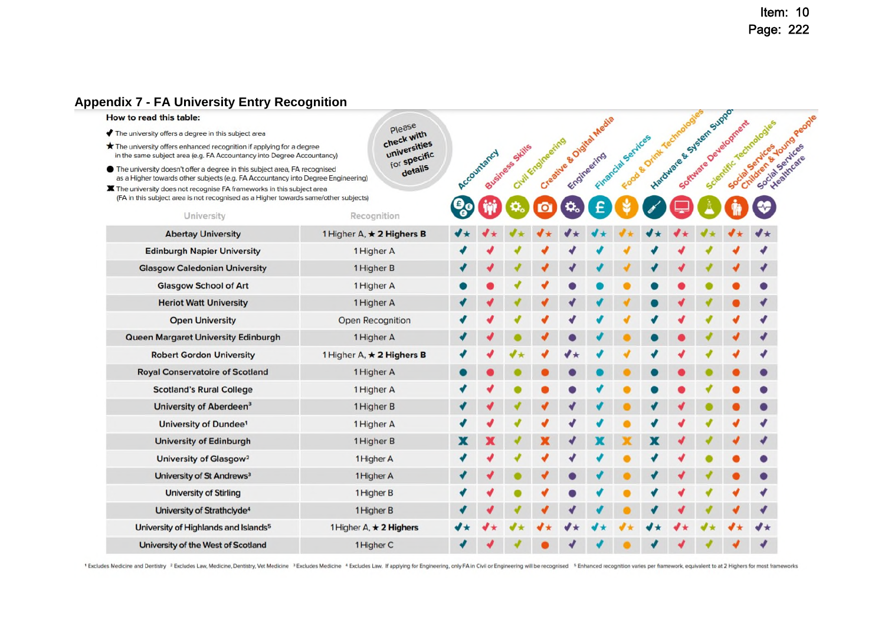## Appendix 7 - FA University Entry Recognition

**How to read this table:**

- ✔ The university offers a degree in this subject area
- ★ The university offers enhanced recognition if applying for a degree in the same subject area (e.g. FA Accountancy into Degree Accountancy)
- ● The university doesn't offer a degree in this subject area, FA recognised as a Higher towards other subjects (e.g. FA Accountancy into Degree Engineering)
- ✖ The university does not recognise FA frameworks in this subject area (FA in this subject area is not recognised as a Higher towards same/other subjects)

Please check with universities for specific details

| University | Recognition | Accountancy | Business Skills | Civil Engineering | Creative & Digital Media | Engineering | Financial Services | Food & Drink Technologies | Hardware & System Support | Software Development | Scientific Technologies | Social Services Children & Young People | Social Services Healthcare |
|---|---|---|---|---|---|---|---|---|---|---|---|---|---|
| Abertay University | 1 Higher A, ★ **2 Highers B** | ✔★ | ✔★ | ✔★ | ✔★ | ✔★ | ✔★ | ✔★ | ✔★ | ✔★ | ✔★ | ✔★ | ✔★ |
| Edinburgh Napier University | 1 Higher A | ✔ | ✔ | ✔ | ✔ | ✔ | ✔ | ✔ | ✔ | ✔ | ✔ | ✔ | ✔ |
| Glasgow Caledonian University | 1 Higher B | ✔ | ✔ | ✔ | ✔ | ✔ | ✔ | ✔ | ✔ | ✔ | ✔ | ✔ | ✔ |
| Glasgow School of Art | 1 Higher A | ● | ● | ✔ | ✔ | ● | ● | ● | ● | ● | ● | ● | ● |
| Heriot Watt University | 1 Higher A | ✔ | ✔ | ✔ | ✔ | ✔ | ✔ | ✔ | ● | ✔ | ✔ | ● | ✔ |
| Open University | Open Recognition | ✔ | ✔ | ✔ | ✔ | ✔ | ✔ | ✔ | ✔ | ✔ | ✔ | ✔ | ✔ |
| Queen Margaret University Edinburgh | 1 Higher A | ✔ | ✔ | ● | ✔ | ● | ✔ | ● | ● | ● | ✔ | ✔ | ✔ |
| Robert Gordon University | 1 Higher A, ★ **2 Highers B** | ✔ | ✔ | ✔★ | ✔ | ✔★ | ✔ | ✔ | ✔ | ✔ | ✔ | ✔ | ✔ |
| Royal Conservatoire of Scotland | 1 Higher A | ● | ● | ● | ● | ● | ● | ● | ● | ● | ● | ● | ● |
| Scotland's Rural College | 1 Higher A | ✔ | ✔ | ● | ● | ● | ✔ | ● | ● | ● | ✔ | ● | ● |
| University of Aberdeen[3] | 1 Higher B | ✔ | ✔ | ✔ | ✔ | ✔ | ✔ | ● | ✔ | ✔ | ● | ● | ● |
| University of Dundee[1] | 1 Higher A | ✔ | ✔ | ✔ | ✔ | ✔ | ✔ | ● | ✔ | ✔ | ✔ | ✔ | ✔ |
| University of Edinburgh | 1 Higher B | ✖ | ✖ | ✔ | ✖ | ✔ | ✖ | ✖ | ✖ | ✔ | ✔ | ✔ | ✔ |
| University of Glasgow[2] | 1 Higher A | ✔ | ✔ | ✔ | ✔ | ✔ | ✔ | ● | ✔ | ✔ | ● | ● | ● |
| University of St Andrews[3] | 1 Higher A | ✔ | ✔ | ● | ✔ | ● | ✔ | ● | ✔ | ✔ | ✔ | ● | ● |
| University of Stirling | 1 Higher B | ✔ | ✔ | ● | ✔ | ● | ✔ | ● | ✔ | ✔ | ✔ | ✔ | ✔ |
| University of Strathclyde[4] | 1 Higher B | ✔ | ✔ | ✔ | ✔ | ✔ | ✔ | ● | ✔ | ✔ | ✔ | ✔ | ✔ |
| University of Highlands and Islands[5] | 1 Higher A, ★ **2 Highers** | ✔★ | ✔★ | ✔★ | ✔★ | ✔★ | ✔★ | ✔★ | ✔★ | ✔★ | ✔★ | ✔★ | ✔★ |
| University of the West of Scotland | 1 Higher C | ✔ | ✔ | ✔ | ● | ✔ | ✔ | ● | ✔ | ✔ | ✔ | ✔ | ✔ |

[1] Excludes Medicine and Dentistry [2] Excludes Law, Medicine, Dentistry, Vet Medicine [3] Excludes Medicine [4] Excludes Law. If applying for Engineering, only FA in Civil or Engineering will be recognised [5] Enhanced recognition varies per framework, equivalent to at 2 Highers for most frameworks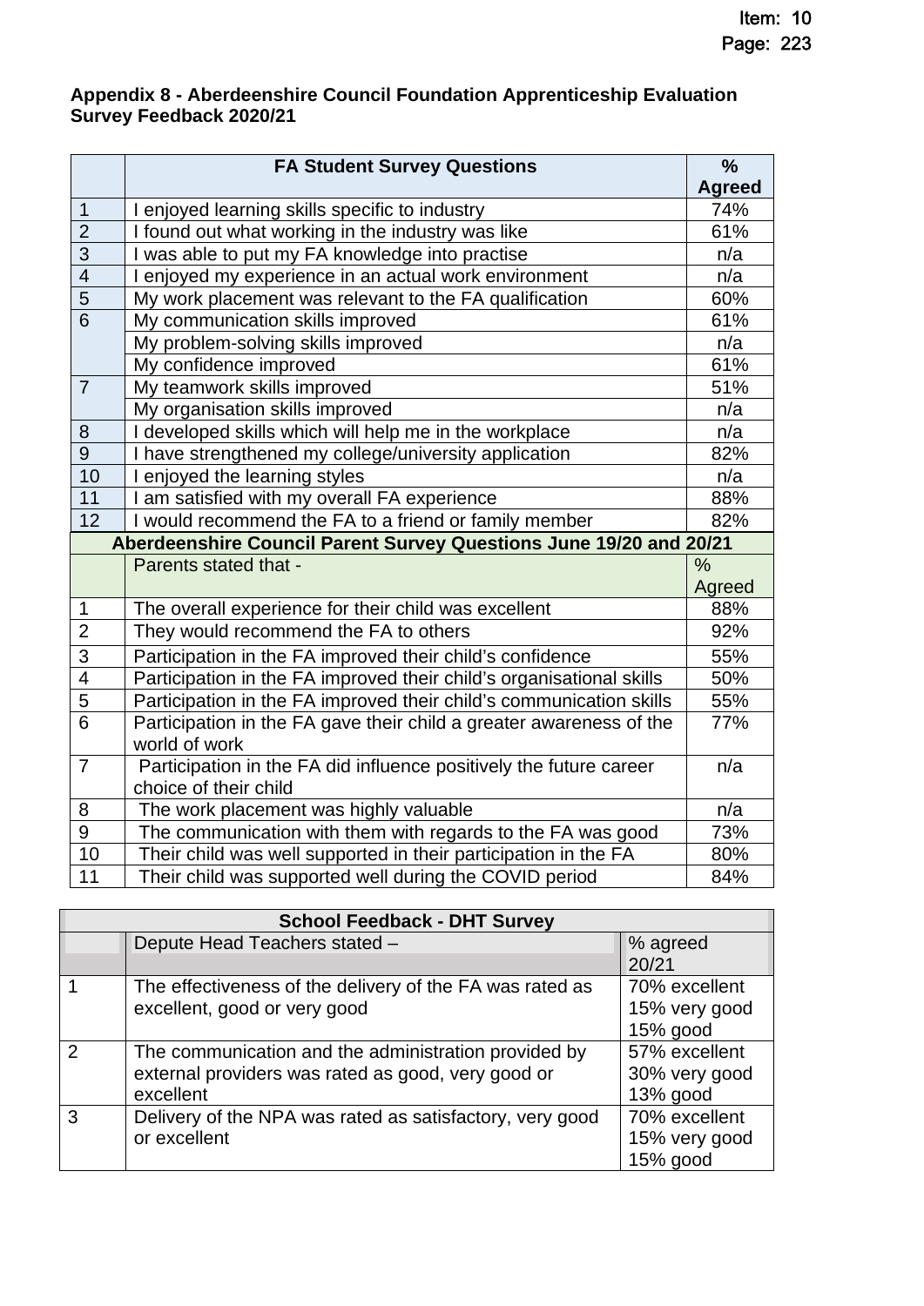**Appendix 8 - Aberdeenshire Council Foundation Apprenticeship Evaluation Survey Feedback 2020/21**

| | FA Student Survey Questions | % Agreed |
|---|---|---|
| 1 | I enjoyed learning skills specific to industry | 74% |
| 2 | I found out what working in the industry was like | 61% |
| 3 | I was able to put my FA knowledge into practise | n/a |
| 4 | I enjoyed my experience in an actual work environment | n/a |
| 5 | My work placement was relevant to the FA qualification | 60% |
| 6 | My communication skills improved | 61% |
| | My problem-solving skills improved | n/a |
| | My confidence improved | 61% |
| 7 | My teamwork skills improved | 51% |
| | My organisation skills improved | n/a |
| 8 | I developed skills which will help me in the workplace | n/a |
| 9 | I have strengthened my college/university application | 82% |
| 10 | I enjoyed the learning styles | n/a |
| 11 | I am satisfied with my overall FA experience | 88% |
| 12 | I would recommend the FA to a friend or family member | 82% |
| **Aberdeenshire Council Parent Survey Questions June 19/20 and 20/21** | | |
| | Parents stated that - | % Agreed |
| 1 | The overall experience for their child was excellent | 88% |
| 2 | They would recommend the FA to others | 92% |
| 3 | Participation in the FA improved their child's confidence | 55% |
| 4 | Participation in the FA improved their child's organisational skills | 50% |
| 5 | Participation in the FA improved their child's communication skills | 55% |
| 6 | Participation in the FA gave their child a greater awareness of the world of work | 77% |
| 7 | Participation in the FA did influence positively the future career choice of their child | n/a |
| 8 | The work placement was highly valuable | n/a |
| 9 | The communication with them with regards to the FA was good | 73% |
| 10 | Their child was well supported in their participation in the FA | 80% |
| 11 | Their child was supported well during the COVID period | 84% |

| **School Feedback - DHT Survey** | | |
|---|---|---|
| | Depute Head Teachers stated – | % agreed 20/21 |
| 1 | The effectiveness of the delivery of the FA was rated as excellent, good or very good | 70% excellent<br>15% very good<br>15% good |
| 2 | The communication and the administration provided by external providers was rated as good, very good or excellent | 57% excellent<br>30% very good<br>13% good |
| 3 | Delivery of the NPA was rated as satisfactory, very good or excellent | 70% excellent<br>15% very good<br>15% good |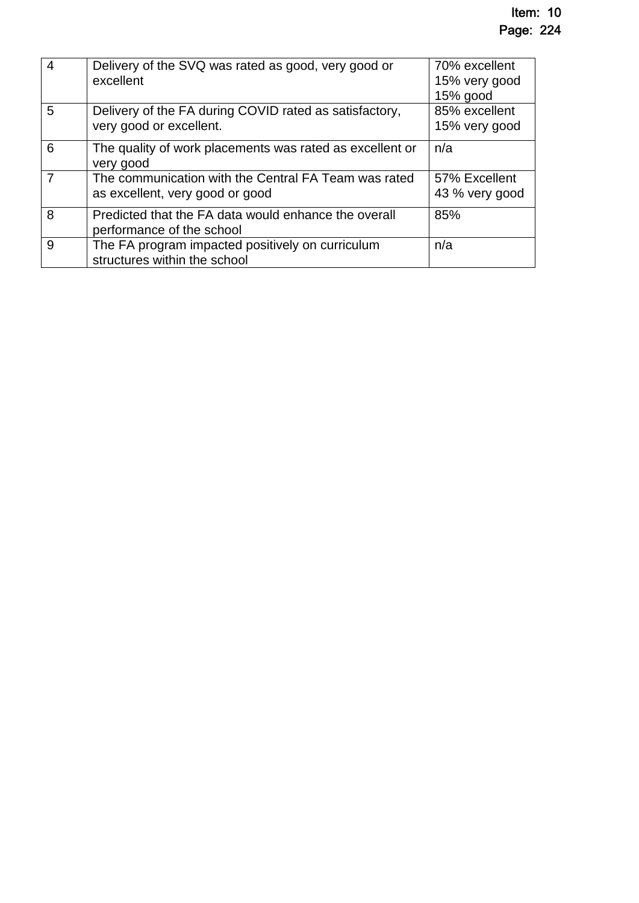| | | |
|---|---|---|
| 4 | Delivery of the SVQ was rated as good, very good or excellent | 70% excellent<br>15% very good<br>15% good |
| 5 | Delivery of the FA during COVID rated as satisfactory, very good or excellent. | 85% excellent<br>15% very good |
| 6 | The quality of work placements was rated as excellent or very good | n/a |
| 7 | The communication with the Central FA Team was rated as excellent, very good or good | 57% Excellent<br>43 % very good |
| 8 | Predicted that the FA data would enhance the overall performance of the school | 85% |
| 9 | The FA program impacted positively on curriculum structures within the school | n/a |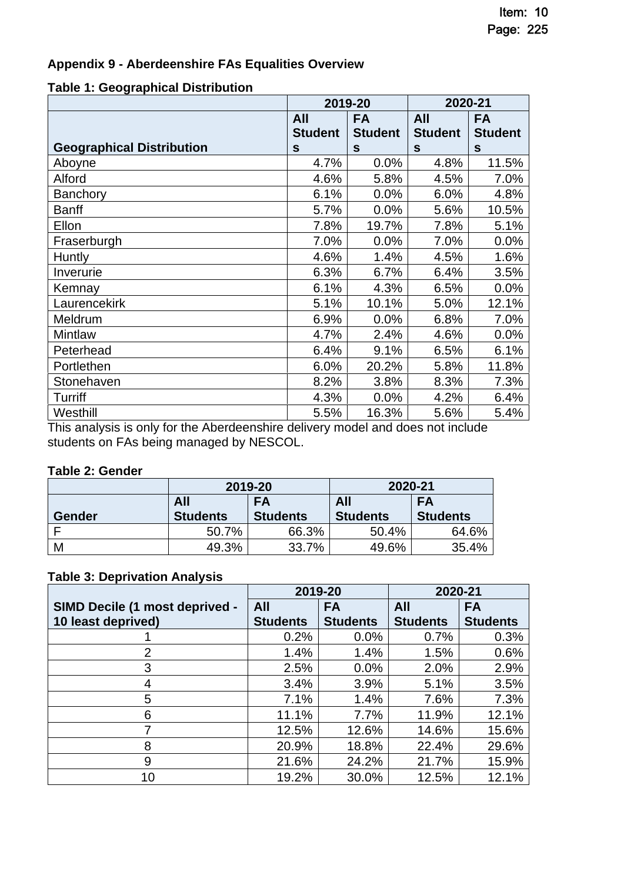## Appendix 9 - Aberdeenshire FAs Equalities Overview

**Table 1: Geographical Distribution**

| Geographical Distribution | 2019-20 | | 2020-21 | |
|---|---|---|---|---|
| | All Students | FA Students | All Students | FA Students |
| Aboyne | 4.7% | 0.0% | 4.8% | 11.5% |
| Alford | 4.6% | 5.8% | 4.5% | 7.0% |
| Banchory | 6.1% | 0.0% | 6.0% | 4.8% |
| Banff | 5.7% | 0.0% | 5.6% | 10.5% |
| Ellon | 7.8% | 19.7% | 7.8% | 5.1% |
| Fraserburgh | 7.0% | 0.0% | 7.0% | 0.0% |
| Huntly | 4.6% | 1.4% | 4.5% | 1.6% |
| Inverurie | 6.3% | 6.7% | 6.4% | 3.5% |
| Kemnay | 6.1% | 4.3% | 6.5% | 0.0% |
| Laurencekirk | 5.1% | 10.1% | 5.0% | 12.1% |
| Meldrum | 6.9% | 0.0% | 6.8% | 7.0% |
| Mintlaw | 4.7% | 2.4% | 4.6% | 0.0% |
| Peterhead | 6.4% | 9.1% | 6.5% | 6.1% |
| Portlethen | 6.0% | 20.2% | 5.8% | 11.8% |
| Stonehaven | 8.2% | 3.8% | 8.3% | 7.3% |
| Turriff | 4.3% | 0.0% | 4.2% | 6.4% |
| Westhill | 5.5% | 16.3% | 5.6% | 5.4% |

This analysis is only for the Aberdeenshire delivery model and does not include students on FAs being managed by NESCOL.

**Table 2: Gender**

| Gender | 2019-20 | | 2020-21 | |
|---|---|---|---|---|
| | All Students | FA Students | All Students | FA Students |
| F | 50.7% | 66.3% | 50.4% | 64.6% |
| M | 49.3% | 33.7% | 49.6% | 35.4% |

**Table 3: Deprivation Analysis**

| SIMD Decile (1 most deprived - 10 least deprived) | 2019-20 | | 2020-21 | |
|---|---|---|---|---|
| | All Students | FA Students | All Students | FA Students |
| 1 | 0.2% | 0.0% | 0.7% | 0.3% |
| 2 | 1.4% | 1.4% | 1.5% | 0.6% |
| 3 | 2.5% | 0.0% | 2.0% | 2.9% |
| 4 | 3.4% | 3.9% | 5.1% | 3.5% |
| 5 | 7.1% | 1.4% | 7.6% | 7.3% |
| 6 | 11.1% | 7.7% | 11.9% | 12.1% |
| 7 | 12.5% | 12.6% | 14.6% | 15.6% |
| 8 | 20.9% | 18.8% | 22.4% | 29.6% |
| 9 | 21.6% | 24.2% | 21.7% | 15.9% |
| 10 | 19.2% | 30.0% | 12.5% | 12.1% |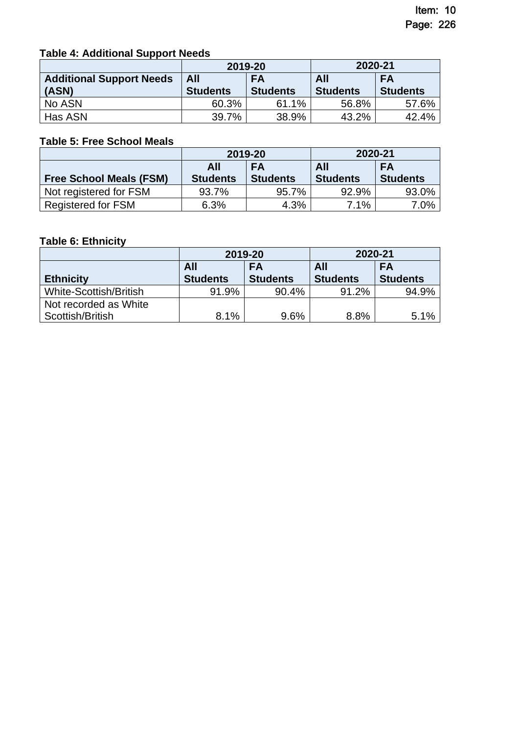**Table 4: Additional Support Needs**

| | 2019-20 | | 2020-21 | |
|---|---|---|---|---|
| **Additional Support Needs (ASN)** | **All Students** | **FA Students** | **All Students** | **FA Students** |
| No ASN | 60.3% | 61.1% | 56.8% | 57.6% |
| Has ASN | 39.7% | 38.9% | 43.2% | 42.4% |

**Table 5: Free School Meals**

| | 2019-20 | | 2020-21 | |
|---|---|---|---|---|
| **Free School Meals (FSM)** | **All Students** | **FA Students** | **All Students** | **FA Students** |
| Not registered for FSM | 93.7% | 95.7% | 92.9% | 93.0% |
| Registered for FSM | 6.3% | 4.3% | 7.1% | 7.0% |

**Table 6: Ethnicity**

| | 2019-20 | | 2020-21 | |
|---|---|---|---|---|
| **Ethnicity** | **All Students** | **FA Students** | **All Students** | **FA Students** |
| White-Scottish/British | 91.9% | 90.4% | 91.2% | 94.9% |
| Not recorded as White Scottish/British | 8.1% | 9.6% | 8.8% | 5.1% |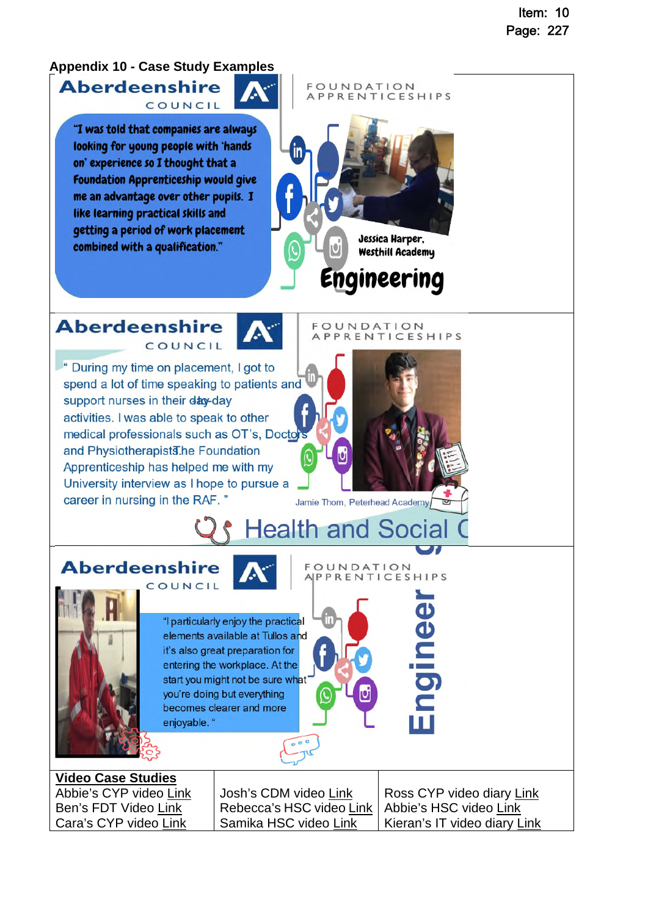## Appendix 10 - Case Study Examples

Aberdeenshire COUNCIL

FOUNDATION APPRENTICESHIPS

"I was told that companies are always looking for young people with 'hands on' experience so I thought that a Foundation Apprenticeship would give me an advantage over other pupils. I like learning practical skills and getting a period of work placement combined with a qualification."

Jessica Harper, Westhill Academy

Engineering

Aberdeenshire COUNCIL

FOUNDATION APPRENTICESHIPS

" During my time on placement, I got to spend a lot of time speaking to patients and support nurses in their day-day activities. I was able to speak to other medical professionals such as OT's, Doctors and Physiotherapists. The Foundation Apprenticeship has helped me with my University interview as I hope to pursue a career in nursing in the RAF. "

Jamie Thom, Peterhead Academy

Health and Social C

Aberdeenshire COUNCIL

FOUNDATION APPRENTICESHIPS

"I particularly enjoy the practical elements available at Tullos and it's also great preparation for entering the workplace. At the start you might not be sure what you're doing but everything becomes clearer and more enjoyable. "

Engineer

| | | |
|---|---|---|
| **Video Case Studies**<br>Abbie's CYP video Link<br>Ben's FDT Video Link<br>Cara's CYP video Link | Josh's CDM video Link<br>Rebecca's HSC video Link<br>Samika HSC video Link | Ross CYP video diary Link<br>Abbie's HSC video Link<br>Kieran's IT video diary Link |